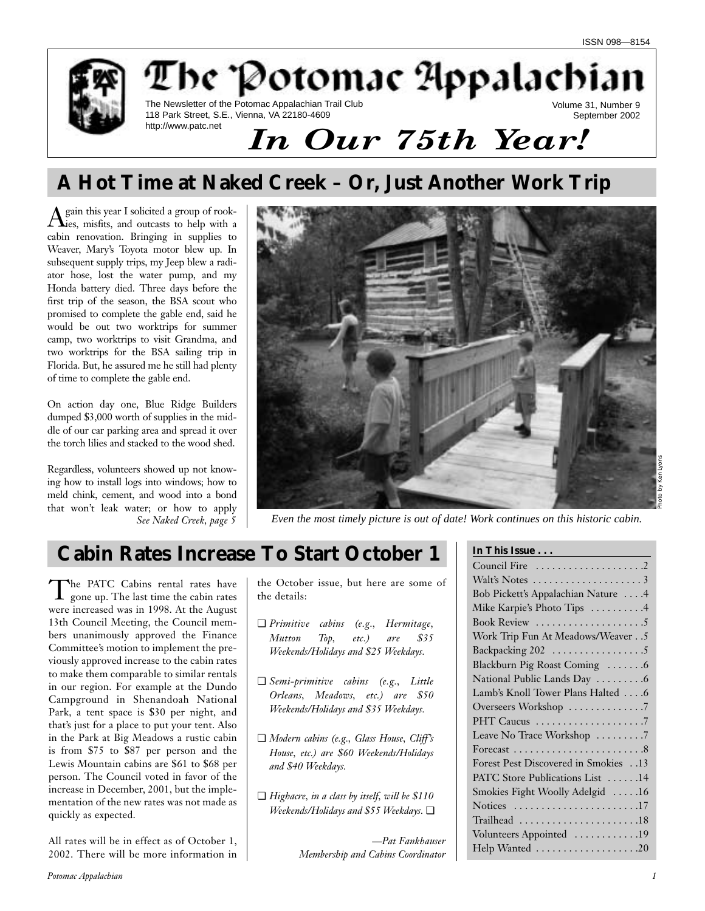ISSN 098—8154

# The Potomac Appalachian

The Newsletter of the Potomac Appalachian Trail Club
118 Park Street, S.E., Vienna, VA 22180-4609
http://www.patc.net

Volume 31, Number 9
September 2002

***In Our 75th Year!***

## A Hot Time at Naked Creek – Or, Just Another Work Trip

Again this year I solicited a group of rookies, misfits, and outcasts to help with a cabin renovation. Bringing in supplies to Weaver, Mary's Toyota motor blew up. In subsequent supply trips, my Jeep blew a radiator hose, lost the water pump, and my Honda battery died. Three days before the first trip of the season, the BSA scout who promised to complete the gable end, said he would be out two worktrips for summer camp, two worktrips to visit Grandma, and two worktrips for the BSA sailing trip in Florida. But, he assured me he still had plenty of time to complete the gable end.

On action day one, Blue Ridge Builders dumped $3,000 worth of supplies in the middle of our car parking area and spread it over the torch lilies and stacked to the wood shed.

Regardless, volunteers showed up not knowing how to install logs into windows; how to meld chink, cement, and wood into a bond that won't leak water; or how to apply

*See Naked Creek, page 5*

Photo by Ken Lyons

*Even the most timely picture is out of date! Work continues on this historic cabin.*

## Cabin Rates Increase To Start October 1

The PATC Cabins rental rates have gone up. The last time the cabin rates were increased was in 1998. At the August 13th Council Meeting, the Council members unanimously approved the Finance Committee's motion to implement the previously approved increase to the cabin rates to make them comparable to similar rentals in our region. For example at the Dundo Campground in Shenandoah National Park, a tent space is $30 per night, and that's just for a place to put your tent. Also in the Park at Big Meadows a rustic cabin is from $75 to $87 per person and the Lewis Mountain cabins are $61 to $68 per person. The Council voted in favor of the increase in December, 2001, but the implementation of the new rates was not made as quickly as expected.

All rates will be in effect as of October 1, 2002. There will be more information in the October issue, but here are some of the details:

- *Primitive cabins (e.g., Hermitage, Mutton Top, etc.) are $35 Weekends/Holidays and $25 Weekdays.*
- *Semi-primitive cabins (e.g., Little Orleans, Meadows, etc.) are $50 Weekends/Holidays and $35 Weekdays.*
- *Modern cabins (e.g., Glass House, Cliff's House, etc.) are $60 Weekends/Holidays and $40 Weekdays.*
- *Highacre, in a class by itself, will be $110 Weekends/Holidays and $55 Weekdays.* ❑

*—Pat Fankhauser*
*Membership and Cabins Coordinator*

**In This Issue . . .**

| | |
|---|---|
| Council Fire | 2 |
| Walt's Notes | 3 |
| Bob Pickett's Appalachian Nature | 4 |
| Mike Karpie's Photo Tips | 4 |
| Book Review | 5 |
| Work Trip Fun At Meadows/Weaver | 5 |
| Backpacking 202 | 5 |
| Blackburn Pig Roast Coming | 6 |
| National Public Lands Day | 6 |
| Lamb's Knoll Tower Plans Halted | 6 |
| Overseers Workshop | 7 |
| PHT Caucus | 7 |
| Leave No Trace Workshop | 7 |
| Forecast | 8 |
| Forest Pest Discovered in Smokies | 13 |
| PATC Store Publications List | 14 |
| Smokies Fight Woolly Adelgid | 16 |
| Notices | 17 |
| Trailhead | 18 |
| Volunteers Appointed | 19 |
| Help Wanted | 20 |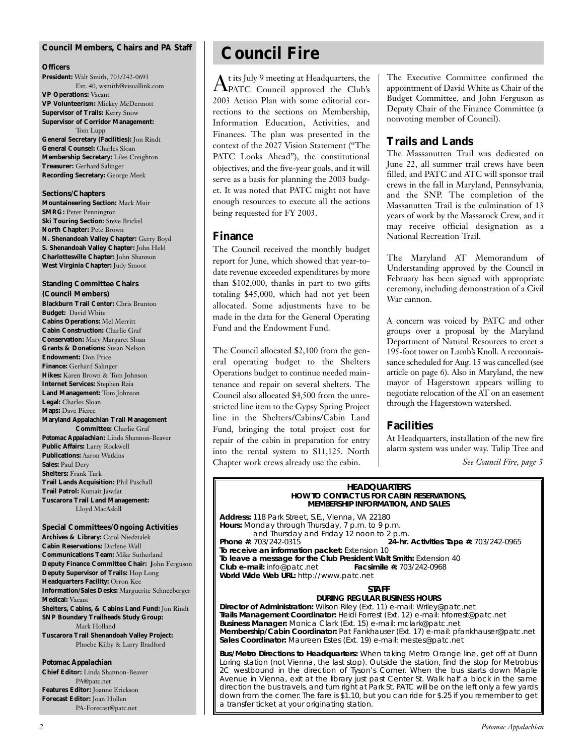## Council Members, Chairs and PA Staff

### Officers

**President:** Walt Smith, 703/242-0693 Ext. 40, wsmith@visuallink.com
**VP Operations:** Vacant
**VP Volunteerism:** Mickey McDermott
**Supervisor of Trails:** Kerry Snow
**Supervisor of Corridor Management:** Tom Lupp
**General Secretary (Facilities):** Jon Rindt
**General Counsel:** Charles Sloan
**Membership Secretary:** Liles Creighton
**Treasurer:** Gerhard Salinger
**Recording Secretary:** George Meek

### Sections/Chapters

**Mountaineering Section:** Mack Muir
**SMRG:** Peter Pennington
**Ski Touring Section:** Steve Brickel
**North Chapter:** Pete Brown
**N. Shenandoah Valley Chapter:** Gerry Boyd
**S. Shenandoah Valley Chapter:** John Held
**Charlottesville Chapter:** John Shannon
**West Virginia Chapter:** Judy Smoot

### Standing Committee Chairs (Council Members)

**Blackburn Trail Center:** Chris Brunton
**Budget:** David White
**Cabins Operations:** Mel Merritt
**Cabin Construction:** Charlie Graf
**Conservation:** Mary Margaret Sloan
**Grants & Donations:** Susan Nelson
**Endowment:** Don Price
**Finance:** Gerhard Salinger
**Hikes:** Karen Brown & Tom Johnson
**Internet Services:** Stephen Raia
**Land Management:** Tom Johnson
**Legal:** Charles Sloan
**Maps:** Dave Pierce
**Maryland Appalachian Trail Management Committee:** Charlie Graf
**Potomac Appalachian:** Linda Shannon-Beaver
**Public Affairs:** Larry Rockwell
**Publications:** Aaron Watkins
**Sales:** Paul Dery
**Shelters:** Frank Turk
**Trail Lands Acquisition:** Phil Paschall
**Trail Patrol:** Kumait Jawdat
**Tuscarora Trail Land Management:** Lloyd MacAskill

### Special Committees/Ongoing Activities

**Archives & Library:** Carol Niedzialek
**Cabin Reservations:** Darlene Wall
**Communications Team:** Mike Sutherland
**Deputy Finance Committee Chair:** John Ferguson
**Deputy Supervisor of Trails:** Hop Long
**Headquarters Facility:** Orron Kee
**Information/Sales Desks:** Marguerite Schneeberger
**Medical:** Vacant
**Shelters, Cabins, & Cabins Land Fund:** Jon Rindt
**SNP Boundary Trailheads Study Group:** Mark Holland
**Tuscarora Trail Shenandoah Valley Project:** Phoebe Kilby & Larry Bradford

### Potomac Appalachian

**Chief Editor:** Linda Shannon-Beaver PA@patc.net
**Features Editor:** Joanne Erickson
**Forecast Editor:** Joan Hollen PA-Forecast@patc.net

# Council Fire

At its July 9 meeting at Headquarters, the PATC Council approved the Club's 2003 Action Plan with some editorial corrections to the sections on Membership, Information Education, Activities, and Finances. The plan was presented in the context of the 2027 Vision Statement ("The PATC Looks Ahead"), the constitutional objectives, and the five-year goals, and it will serve as a basis for planning the 2003 budget. It was noted that PATC might not have enough resources to execute all the actions being requested for FY 2003.

## Finance

The Council received the monthly budget report for June, which showed that year-to-date revenue exceeded expenditures by more than $102,000, thanks in part to two gifts totaling $45,000, which had not yet been allocated. Some adjustments have to be made in the data for the General Operating Fund and the Endowment Fund.

The Council allocated $2,100 from the general operating budget to the Shelters Operations budget to continue needed maintenance and repair on several shelters. The Council also allocated $4,500 from the unrestricted line item to the Gypsy Spring Project line in the Shelters/Cabins/Cabin Land Fund, bringing the total project cost for repair of the cabin in preparation for entry into the rental system to $11,125. North Chapter work crews already use the cabin.

The Executive Committee confirmed the appointment of David White as Chair of the Budget Committee, and John Ferguson as Deputy Chair of the Finance Committee (a nonvoting member of Council).

## Trails and Lands

The Massanutten Trail was dedicated on June 22, all summer trail crews have been filled, and PATC and ATC will sponsor trail crews in the fall in Maryland, Pennsylvania, and the SNP. The completion of the Massanutten Trail is the culmination of 13 years of work by the Massarock Crew, and it may receive official designation as a National Recreation Trail.

The Maryland AT Memorandum of Understanding approved by the Council in February has been signed with appropriate ceremony, including demonstration of a Civil War cannon.

A concern was voiced by PATC and other groups over a proposal by the Maryland Department of Natural Resources to erect a 195-foot tower on Lamb's Knoll. A reconnaissance scheduled for Aug. 15 was cancelled (see article on page 6). Also in Maryland, the new mayor of Hagerstown appears willing to negotiate relocation of the AT on an easement through the Hagerstown watershed.

## Facilities

At Headquarters, installation of the new fire alarm system was under way. Tulip Tree and

*See Council Fire, page 3*

---

**HEADQUARTERS**
**HOW TO CONTACT US FOR CABIN RESERVATIONS, MEMBERSHIP INFORMATION, AND SALES**

**Address:** 118 Park Street, S.E., Vienna, VA 22180
**Hours:** Monday through Thursday, 7 p.m. to 9 p.m. and Thursday and Friday 12 noon to 2 p.m.
**Phone #:** 703/242-0315 **24-hr. Activities Tape #:** 703/242-0965
**To receive an information packet:** Extension 10
**To leave a message for the Club President Walt Smith:** Extension 40
**Club e-mail:** info@patc.net **Facsimile #:** 703/242-0968
**World Wide Web URL:** http://www.patc.net

**STAFF**
**DURING REGULAR BUSINESS HOURS**

**Director of Administration:** Wilson Riley (Ext. 11) e-mail: Wriley@patc.net
**Trails Management Coordinator:** Heidi Forrest (Ext. 12) e-mail: hforrest@patc.net
**Business Manager:** Monica Clark (Ext. 15) e-mail: mclark@patc.net
**Membership/Cabin Coordinator:** Pat Fankhauser (Ext. 17) e-mail: pfankhauser@patc.net
**Sales Coordinator:** Maureen Estes (Ext. 19) e-mail: mestes@patc.net

**Bus/Metro Directions to Headquarters:** When taking Metro Orange line, get off at Dunn Loring station (not Vienna, the last stop). Outside the station, find the stop for Metrobus 2C westbound in the direction of Tyson's Corner. When the bus starts down Maple Avenue in Vienna, exit at the library just past Center St. Walk half a block in the same direction the bus travels, and turn right at Park St. PATC will be on the left only a few yards down from the corner. The fare is $1.10, but you can ride for $.25 if you remember to get a transfer ticket at your originating station.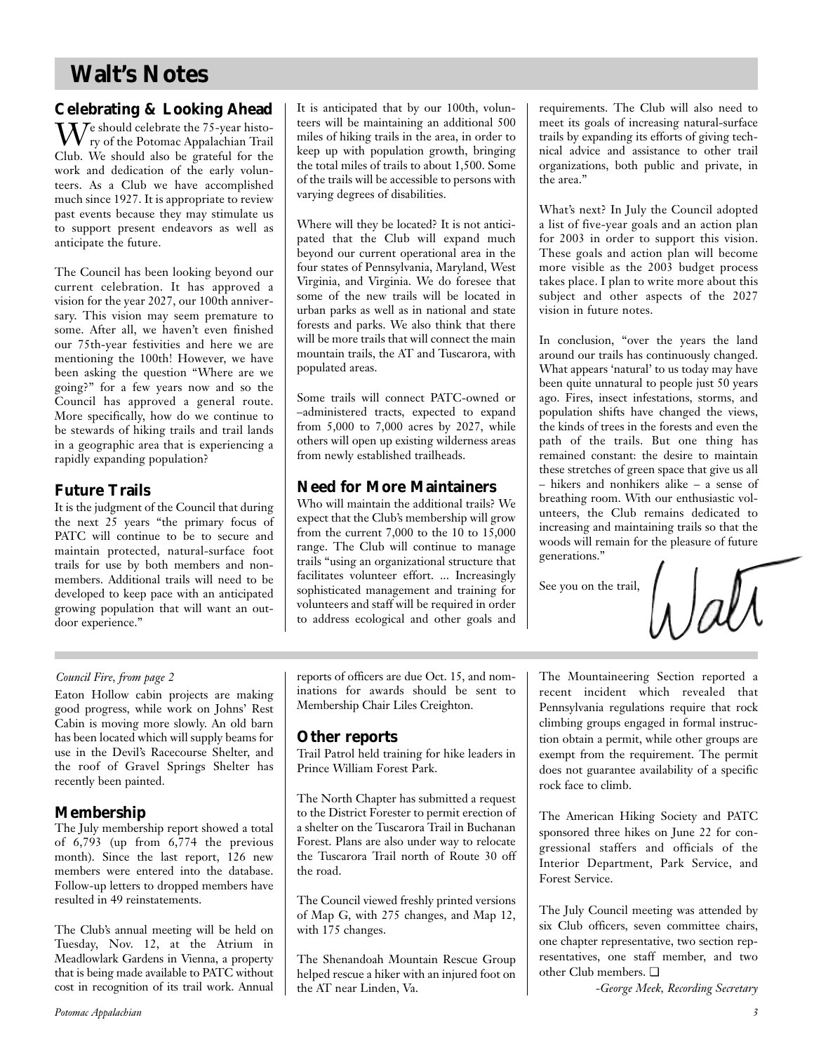# Walt's Notes

## Celebrating & Looking Ahead

We should celebrate the 75-year history of the Potomac Appalachian Trail Club. We should also be grateful for the work and dedication of the early volunteers. As a Club we have accomplished much since 1927. It is appropriate to review past events because they may stimulate us to support present endeavors as well as anticipate the future.

The Council has been looking beyond our current celebration. It has approved a vision for the year 2027, our 100th anniversary. This vision may seem premature to some. After all, we haven't even finished our 75th-year festivities and here we are mentioning the 100th! However, we have been asking the question "Where are we going?" for a few years now and so the Council has approved a general route. More specifically, how do we continue to be stewards of hiking trails and trail lands in a geographic area that is experiencing a rapidly expanding population?

## Future Trails

It is the judgment of the Council that during the next 25 years "the primary focus of PATC will continue to be to secure and maintain protected, natural-surface foot trails for use by both members and nonmembers. Additional trails will need to be developed to keep pace with an anticipated growing population that will want an outdoor experience."

It is anticipated that by our 100th, volunteers will be maintaining an additional 500 miles of hiking trails in the area, in order to keep up with population growth, bringing the total miles of trails to about 1,500. Some of the trails will be accessible to persons with varying degrees of disabilities.

Where will they be located? It is not anticipated that the Club will expand much beyond our current operational area in the four states of Pennsylvania, Maryland, West Virginia, and Virginia. We do foresee that some of the new trails will be located in urban parks as well as in national and state forests and parks. We also think that there will be more trails that will connect the main mountain trails, the AT and Tuscarora, with populated areas.

Some trails will connect PATC-owned or –administered tracts, expected to expand from 5,000 to 7,000 acres by 2027, while others will open up existing wilderness areas from newly established trailheads.

## Need for More Maintainers

Who will maintain the additional trails? We expect that the Club's membership will grow from the current 7,000 to the 10 to 15,000 range. The Club will continue to manage trails "using an organizational structure that facilitates volunteer effort. ... Increasingly sophisticated management and training for volunteers and staff will be required in order to address ecological and other goals and requirements. The Club will also need to meet its goals of increasing natural-surface trails by expanding its efforts of giving technical advice and assistance to other trail organizations, both public and private, in the area."

What's next? In July the Council adopted a list of five-year goals and an action plan for 2003 in order to support this vision. These goals and action plan will become more visible as the 2003 budget process takes place. I plan to write more about this subject and other aspects of the 2027 vision in future notes.

In conclusion, "over the years the land around our trails has continuously changed. What appears 'natural' to us today may have been quite unnatural to people just 50 years ago. Fires, insect infestations, storms, and population shifts have changed the views, the kinds of trees in the forests and even the path of the trails. But one thing has remained constant: the desire to maintain these stretches of green space that give us all – hikers and nonhikers alike – a sense of breathing room. With our enthusiastic volunteers, the Club remains dedicated to increasing and maintaining trails so that the woods will remain for the pleasure of future generations."

See you on the trail,

Walt

---

*Council Fire, from page 2*

Eaton Hollow cabin projects are making good progress, while work on Johns' Rest Cabin is moving more slowly. An old barn has been located which will supply beams for use in the Devil's Racecourse Shelter, and the roof of Gravel Springs Shelter has recently been painted.

## Membership

The July membership report showed a total of 6,793 (up from 6,774 the previous month). Since the last report, 126 new members were entered into the database. Follow-up letters to dropped members have resulted in 49 reinstatements.

The Club's annual meeting will be held on Tuesday, Nov. 12, at the Atrium in Meadlowlark Gardens in Vienna, a property that is being made available to PATC without cost in recognition of its trail work. Annual reports of officers are due Oct. 15, and nominations for awards should be sent to Membership Chair Liles Creighton.

## Other reports

Trail Patrol held training for hike leaders in Prince William Forest Park.

The North Chapter has submitted a request to the District Forester to permit erection of a shelter on the Tuscarora Trail in Buchanan Forest. Plans are also under way to relocate the Tuscarora Trail north of Route 30 off the road.

The Council viewed freshly printed versions of Map G, with 275 changes, and Map 12, with 175 changes.

The Shenandoah Mountain Rescue Group helped rescue a hiker with an injured foot on the AT near Linden, Va.

The Mountaineering Section reported a recent incident which revealed that Pennsylvania regulations require that rock climbing groups engaged in formal instruction obtain a permit, while other groups are exempt from the requirement. The permit does not guarantee availability of a specific rock face to climb.

The American Hiking Society and PATC sponsored three hikes on June 22 for congressional staffers and officials of the Interior Department, Park Service, and Forest Service.

The July Council meeting was attended by six Club officers, seven committee chairs, one chapter representative, two section representatives, one staff member, and two other Club members. ❑

*-George Meek, Recording Secretary*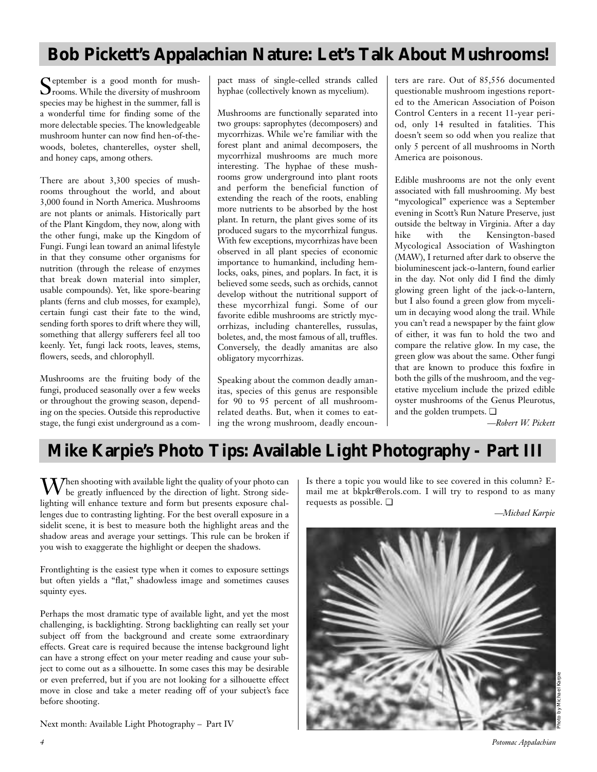## Bob Pickett's Appalachian Nature: Let's Talk About Mushrooms!

September is a good month for mushrooms. While the diversity of mushroom species may be highest in the summer, fall is a wonderful time for finding some of the more delectable species. The knowledgeable mushroom hunter can now find hen-of-the-woods, boletes, chanterelles, oyster shell, and honey caps, among others.

There are about 3,300 species of mushrooms throughout the world, and about 3,000 found in North America. Mushrooms are not plants or animals. Historically part of the Plant Kingdom, they now, along with the other fungi, make up the Kingdom of Fungi. Fungi lean toward an animal lifestyle in that they consume other organisms for nutrition (through the release of enzymes that break down material into simpler, usable compounds). Yet, like spore-bearing plants (ferns and club mosses, for example), certain fungi cast their fate to the wind, sending forth spores to drift where they will, something that allergy sufferers feel all too keenly. Yet, fungi lack roots, leaves, stems, flowers, seeds, and chlorophyll.

Mushrooms are the fruiting body of the fungi, produced seasonally over a few weeks or throughout the growing season, depending on the species. Outside this reproductive stage, the fungi exist underground as a compact mass of single-celled strands called hyphae (collectively known as mycelium).

Mushrooms are functionally separated into two groups: saprophytes (decomposers) and mycorrhizas. While we're familiar with the forest plant and animal decomposers, the mycorrhizal mushrooms are much more interesting. The hyphae of these mushrooms grow underground into plant roots and perform the beneficial function of extending the reach of the roots, enabling more nutrients to be absorbed by the host plant. In return, the plant gives some of its produced sugars to the mycorrhizal fungus. With few exceptions, mycorrhizas have been observed in all plant species of economic importance to humankind, including hemlocks, oaks, pines, and poplars. In fact, it is believed some seeds, such as orchids, cannot develop without the nutritional support of these mycorrhizal fungi. Some of our favorite edible mushrooms are strictly mycorrhizas, including chanterelles, russulas, boletes, and, the most famous of all, truffles. Conversely, the deadly amanitas are also obligatory mycorrhizas.

Speaking about the common deadly amanitas, species of this genus are responsible for 90 to 95 percent of all mushroom-related deaths. But, when it comes to eating the wrong mushroom, deadly encounters are rare. Out of 85,556 documented questionable mushroom ingestions reported to the American Association of Poison Control Centers in a recent 11-year period, only 14 resulted in fatalities. This doesn't seem so odd when you realize that only 5 percent of all mushrooms in North America are poisonous.

Edible mushrooms are not the only event associated with fall mushrooming. My best "mycological" experience was a September evening in Scott's Run Nature Preserve, just outside the beltway in Virginia. After a day hike with the Kensington-based Mycological Association of Washington (MAW), I returned after dark to observe the bioluminescent jack-o-lantern, found earlier in the day. Not only did I find the dimly glowing green light of the jack-o-lantern, but I also found a green glow from mycelium in decaying wood along the trail. While you can't read a newspaper by the faint glow of either, it was fun to hold the two and compare the relative glow. In my case, the green glow was about the same. Other fungi that are known to produce this foxfire in both the gills of the mushroom, and the vegetative mycelium include the prized edible oyster mushrooms of the Genus Pleurotus, and the golden trumpets. ❑

*—Robert W. Pickett*

## Mike Karpie's Photo Tips: Available Light Photography - Part III

When shooting with available light the quality of your photo can be greatly influenced by the direction of light. Strong sidelighting will enhance texture and form but presents exposure challenges due to contrasting lighting. For the best overall exposure in a sidelit scene, it is best to measure both the highlight areas and the shadow areas and average your settings. This rule can be broken if you wish to exaggerate the highlight or deepen the shadows.

Frontlighting is the easiest type when it comes to exposure settings but often yields a "flat," shadowless image and sometimes causes squinty eyes.

Perhaps the most dramatic type of available light, and yet the most challenging, is backlighting. Strong backlighting can really set your subject off from the background and create some extraordinary effects. Great care is required because the intense background light can have a strong effect on your meter reading and cause your subject to come out as a silhouette. In some cases this may be desirable or even preferred, but if you are not looking for a silhouette effect move in close and take a meter reading off of your subject's face before shooting.

Next month: Available Light Photography – Part IV

Is there a topic you would like to see covered in this column? E-mail me at bkpkr@erols.com. I will try to respond to as many requests as possible. ❑

*—Michael Karpie*

Photo by Michael Karpie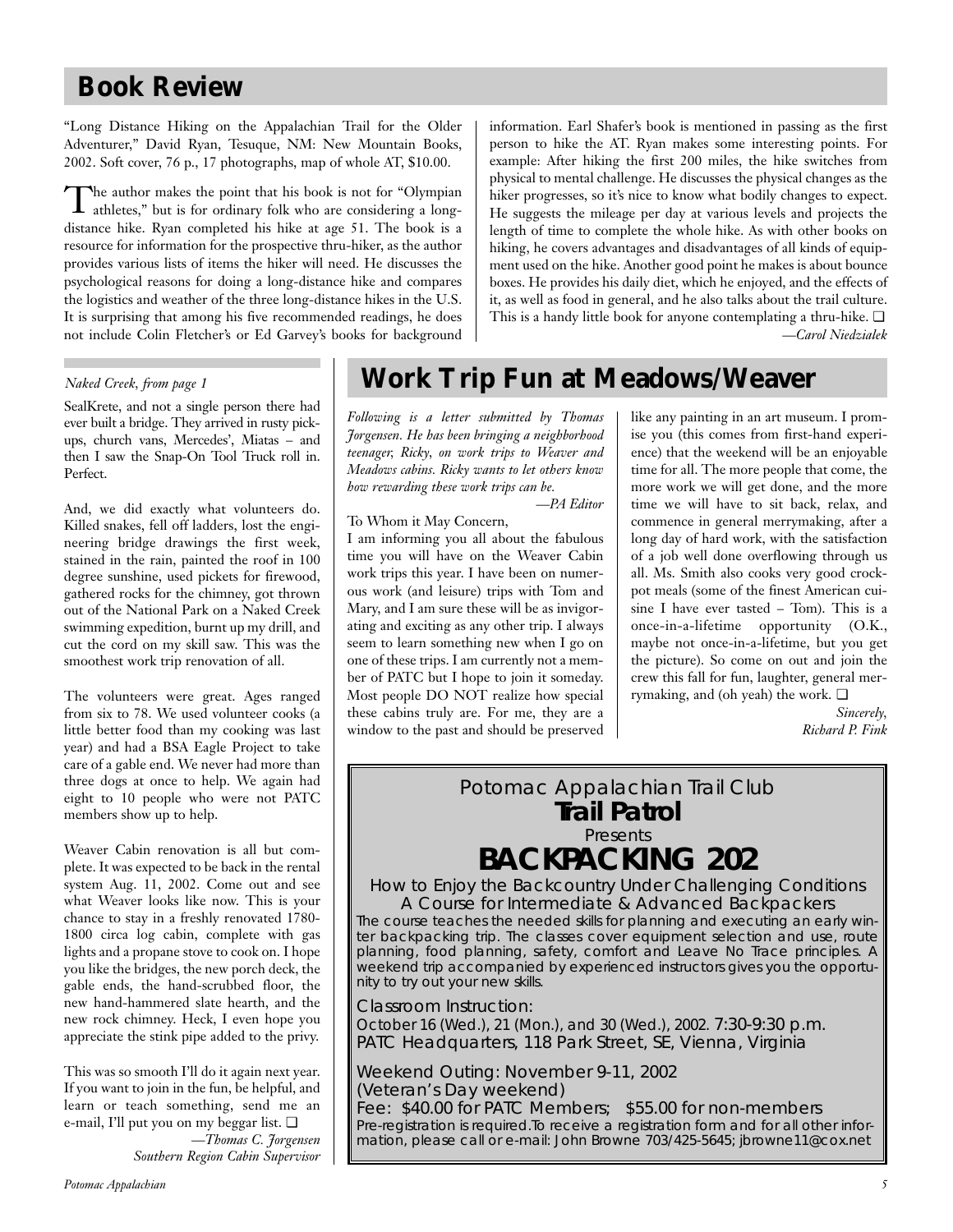## Book Review

"Long Distance Hiking on the Appalachian Trail for the Older Adventurer," David Ryan, Tesuque, NM: New Mountain Books, 2002. Soft cover, 76 p., 17 photographs, map of whole AT, $10.00.

The author makes the point that his book is not for "Olympian athletes," but is for ordinary folk who are considering a long-distance hike. Ryan completed his hike at age 51. The book is a resource for information for the prospective thru-hiker, as the author provides various lists of items the hiker will need. He discusses the psychological reasons for doing a long-distance hike and compares the logistics and weather of the three long-distance hikes in the U.S. It is surprising that among his five recommended readings, he does not include Colin Fletcher's or Ed Garvey's books for background information. Earl Shafer's book is mentioned in passing as the first person to hike the AT. Ryan makes some interesting points. For example: After hiking the first 200 miles, the hike switches from physical to mental challenge. He discusses the physical changes as the hiker progresses, so it's nice to know what bodily changes to expect. He suggests the mileage per day at various levels and projects the length of time to complete the whole hike. As with other books on hiking, he covers advantages and disadvantages of all kinds of equipment used on the hike. Another good point he makes is about bounce boxes. He provides his daily diet, which he enjoyed, and the effects of it, as well as food in general, and he also talks about the trail culture. This is a handy little book for anyone contemplating a thru-hike. ❑

*—Carol Niedzialek*

*Naked Creek, from page 1*

SealKrete, and not a single person there had ever built a bridge. They arrived in rusty pickups, church vans, Mercedes', Miatas – and then I saw the Snap-On Tool Truck roll in. Perfect.

And, we did exactly what volunteers do. Killed snakes, fell off ladders, lost the engineering bridge drawings the first week, stained in the rain, painted the roof in 100 degree sunshine, used pickets for firewood, gathered rocks for the chimney, got thrown out of the National Park on a Naked Creek swimming expedition, burnt up my drill, and cut the cord on my skill saw. This was the smoothest work trip renovation of all.

The volunteers were great. Ages ranged from six to 78. We used volunteer cooks (a little better food than my cooking was last year) and had a BSA Eagle Project to take care of a gable end. We never had more than three dogs at once to help. We again had eight to 10 people who were not PATC members show up to help.

Weaver Cabin renovation is all but complete. It was expected to be back in the rental system Aug. 11, 2002. Come out and see what Weaver looks like now. This is your chance to stay in a freshly renovated 1780-1800 circa log cabin, complete with gas lights and a propane stove to cook on. I hope you like the bridges, the new porch deck, the gable ends, the hand-scrubbed floor, the new hand-hammered slate hearth, and the new rock chimney. Heck, I even hope you appreciate the stink pipe added to the privy.

This was so smooth I'll do it again next year. If you want to join in the fun, be helpful, and learn or teach something, send me an e-mail, I'll put you on my beggar list. ❑

*—Thomas C. Jorgensen*
*Southern Region Cabin Supervisor*

## Work Trip Fun at Meadows/Weaver

*Following is a letter submitted by Thomas Jorgensen. He has been bringing a neighborhood teenager, Ricky, on work trips to Weaver and Meadows cabins. Ricky wants to let others know how rewarding these work trips can be.*

*—PA Editor*

To Whom it May Concern,

I am informing you all about the fabulous time you will have on the Weaver Cabin work trips this year. I have been on numerous work (and leisure) trips with Tom and Mary, and I am sure these will be as invigorating and exciting as any other trip. I always seem to learn something new when I go on one of these trips. I am currently not a member of PATC but I hope to join it someday. Most people DO NOT realize how special these cabins truly are. For me, they are a window to the past and should be preserved like any painting in an art museum. I promise you (this comes from first-hand experience) that the weekend will be an enjoyable time for all. The more people that come, the more work we will get done, and the more time we will have to sit back, relax, and commence in general merrymaking, after a long day of hard work, with the satisfaction of a job well done overflowing through us all. Ms. Smith also cooks very good crock-pot meals (some of the finest American cuisine I have ever tasted – Tom). This is a once-in-a-lifetime opportunity (O.K., maybe not once-in-a-lifetime, but you get the picture). So come on out and join the crew this fall for fun, laughter, general merrymaking, and (oh yeah) the work. ❑

*Sincerely,*
*Richard P. Fink*

---

Potomac Appalachian Trail Club
**Trail Patrol**
Presents

## BACKPACKING 202

How to Enjoy the Backcountry Under Challenging Conditions
A Course for Intermediate & Advanced Backpackers

The course teaches the needed skills for planning and executing an early winter backpacking trip. The classes cover equipment selection and use, route planning, food planning, safety, comfort and Leave No Trace principles. A weekend trip accompanied by experienced instructors gives you the opportunity to try out your new skills.

Classroom Instruction:
October 16 (Wed.), 21 (Mon.), and 30 (Wed.), 2002. 7:30-9:30 p.m.
PATC Headquarters, 118 Park Street, SE, Vienna, Virginia

Weekend Outing: November 9-11, 2002
(Veteran's Day weekend)
Fee: $40.00 for PATC Members; $55.00 for non-members
Pre-registration is required. To receive a registration form and for all other information, please call or e-mail: John Browne 703/425-5645; jbrowne11@cox.net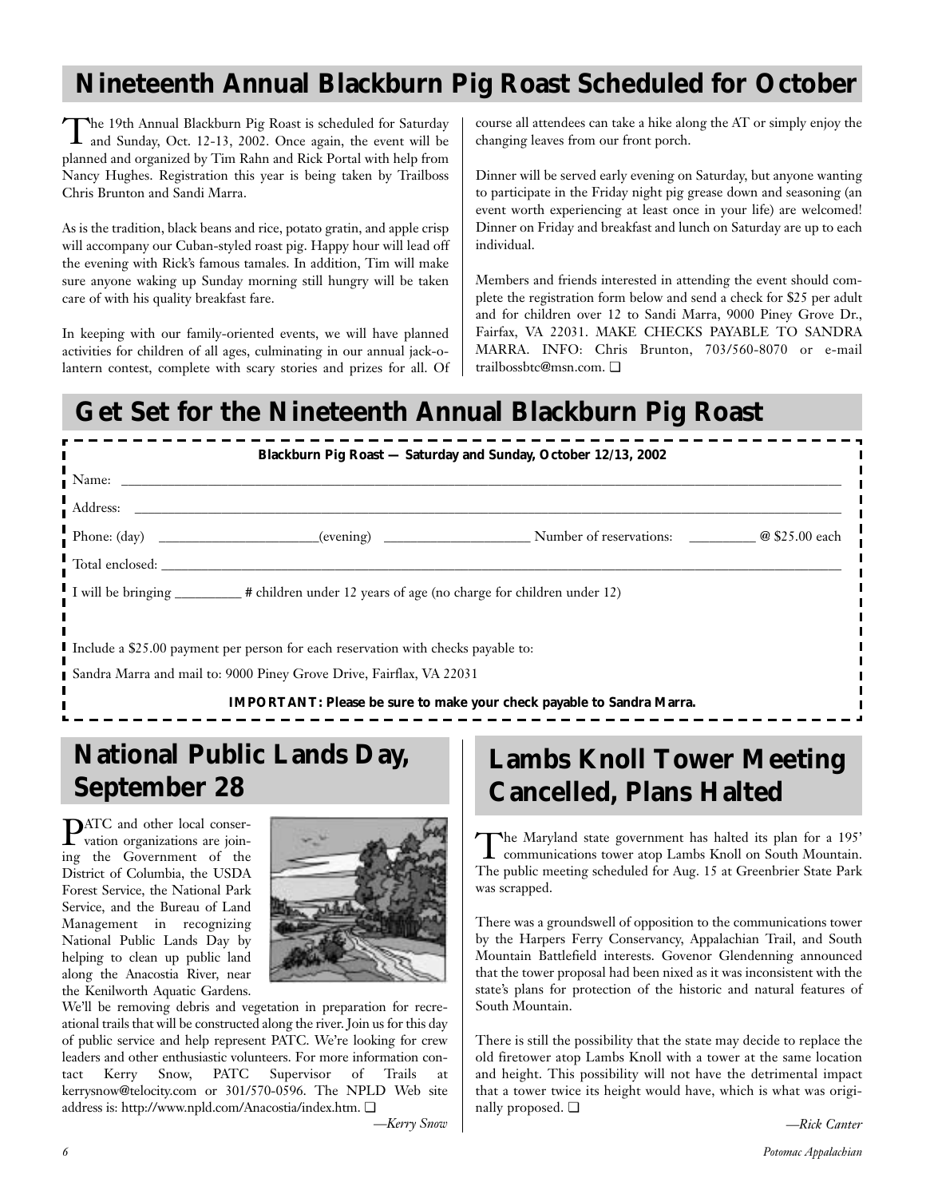## Nineteenth Annual Blackburn Pig Roast Scheduled for October

The 19th Annual Blackburn Pig Roast is scheduled for Saturday and Sunday, Oct. 12-13, 2002. Once again, the event will be planned and organized by Tim Rahn and Rick Portal with help from Nancy Hughes. Registration this year is being taken by Trailboss Chris Brunton and Sandi Marra.

As is the tradition, black beans and rice, potato gratin, and apple crisp will accompany our Cuban-styled roast pig. Happy hour will lead off the evening with Rick's famous tamales. In addition, Tim will make sure anyone waking up Sunday morning still hungry will be taken care of with his quality breakfast fare.

In keeping with our family-oriented events, we will have planned activities for children of all ages, culminating in our annual jack-o-lantern contest, complete with scary stories and prizes for all. Of course all attendees can take a hike along the AT or simply enjoy the changing leaves from our front porch.

Dinner will be served early evening on Saturday, but anyone wanting to participate in the Friday night pig grease down and seasoning (an event worth experiencing at least once in your life) are welcomed! Dinner on Friday and breakfast and lunch on Saturday are up to each individual.

Members and friends interested in attending the event should complete the registration form below and send a check for $25 per adult and for children over 12 to Sandi Marra, 9000 Piney Grove Dr., Fairfax, VA 22031. MAKE CHECKS PAYABLE TO SANDRA MARRA. INFO: Chris Brunton, 703/560-8070 or e-mail trailbossbtc@msn.com. ❑

## Get Set for the Nineteenth Annual Blackburn Pig Roast

**Blackburn Pig Roast — Saturday and Sunday, October 12/13, 2002**

Name: ____________________________________________

Address: ____________________________________________

Phone: (day) ____________________(evening) ____________________ Number of reservations: _________ @ $25.00 each

Total enclosed: ____________________________________________

I will be bringing _________ # children under 12 years of age (no charge for children under 12)

Include a $25.00 payment per person for each reservation with checks payable to:

Sandra Marra and mail to: 9000 Piney Grove Drive, Fairflax, VA 22031

**IMPORTANT: Please be sure to make your check payable to Sandra Marra.**

## National Public Lands Day, September 28

PATC and other local conservation organizations are joining the Government of the District of Columbia, the USDA Forest Service, the National Park Service, and the Bureau of Land Management in recognizing National Public Lands Day by helping to clean up public land along the Anacostia River, near the Kenilworth Aquatic Gardens. We'll be removing debris and vegetation in preparation for recreational trails that will be constructed along the river. Join us for this day of public service and help represent PATC. We're looking for crew leaders and other enthusiastic volunteers. For more information contact Kerry Snow, PATC Supervisor of Trails at kerrysnow@telocity.com or 301/570-0596. The NPLD Web site address is: http://www.npld.com/Anacostia/index.htm. ❑

*—Kerry Snow*

## Lambs Knoll Tower Meeting Cancelled, Plans Halted

The Maryland state government has halted its plan for a 195' communications tower atop Lambs Knoll on South Mountain. The public meeting scheduled for Aug. 15 at Greenbrier State Park was scrapped.

There was a groundswell of opposition to the communications tower by the Harpers Ferry Conservancy, Appalachian Trail, and South Mountain Battlefield interests. Govenor Glendenning announced that the tower proposal had been nixed as it was inconsistent with the state's plans for protection of the historic and natural features of South Mountain.

There is still the possibility that the state may decide to replace the old firetower atop Lambs Knoll with a tower at the same location and height. This possibility will not have the detrimental impact that a tower twice its height would have, which is what was originally proposed. ❑

*—Rick Canter*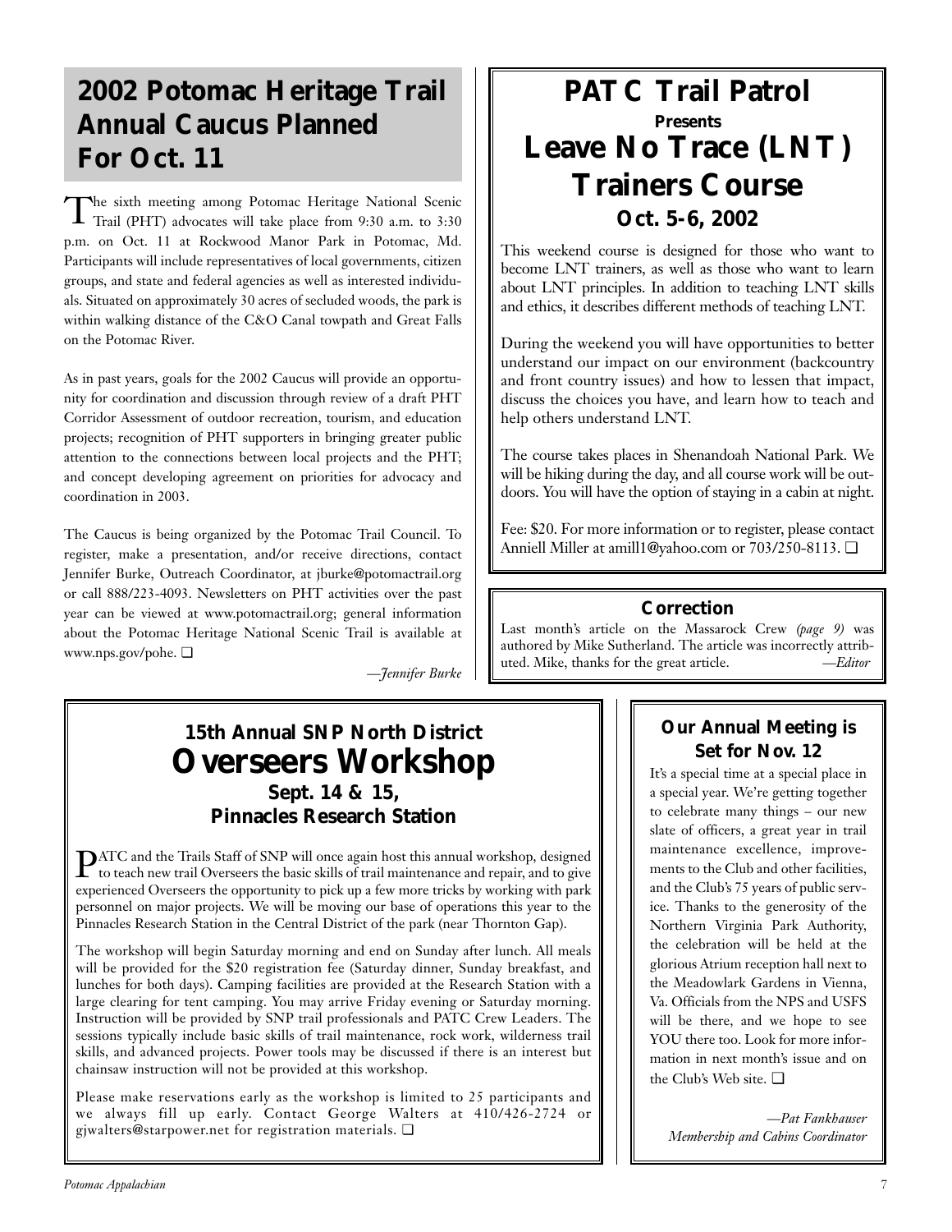# 2002 Potomac Heritage Trail Annual Caucus Planned For Oct. 11

The sixth meeting among Potomac Heritage National Scenic Trail (PHT) advocates will take place from 9:30 a.m. to 3:30 p.m. on Oct. 11 at Rockwood Manor Park in Potomac, Md. Participants will include representatives of local governments, citizen groups, and state and federal agencies as well as interested individuals. Situated on approximately 30 acres of secluded woods, the park is within walking distance of the C&O Canal towpath and Great Falls on the Potomac River.

As in past years, goals for the 2002 Caucus will provide an opportunity for coordination and discussion through review of a draft PHT Corridor Assessment of outdoor recreation, tourism, and education projects; recognition of PHT supporters in bringing greater public attention to the connections between local projects and the PHT; and concept developing agreement on priorities for advocacy and coordination in 2003.

The Caucus is being organized by the Potomac Trail Council. To register, make a presentation, and/or receive directions, contact Jennifer Burke, Outreach Coordinator, at jburke@potomactrail.org or call 888/223-4093. Newsletters on PHT activities over the past year can be viewed at www.potomactrail.org; general information about the Potomac Heritage National Scenic Trail is available at www.nps.gov/pohe. ❑

*—Jennifer Burke*

# PATC Trail Patrol

**Presents**

# Leave No Trace (LNT) Trainers Course

### Oct. 5-6, 2002

This weekend course is designed for those who want to become LNT trainers, as well as those who want to learn about LNT principles. In addition to teaching LNT skills and ethics, it describes different methods of teaching LNT.

During the weekend you will have opportunities to better understand our impact on our environment (backcountry and front country issues) and how to lessen that impact, discuss the choices you have, and learn how to teach and help others understand LNT.

The course takes places in Shenandoah National Park. We will be hiking during the day, and all course work will be outdoors. You will have the option of staying in a cabin at night.

Fee: $20. For more information or to register, please contact Anniell Miller at amill1@yahoo.com or 703/250-8113. ❑

### Correction

Last month's article on the Massarock Crew *(page 9)* was authored by Mike Sutherland. The article was incorrectly attributed. Mike, thanks for the great article. *—Editor*

### 15th Annual SNP North District

# Overseers Workshop

### Sept. 14 & 15, Pinnacles Research Station

PATC and the Trails Staff of SNP will once again host this annual workshop, designed to teach new trail Overseers the basic skills of trail maintenance and repair, and to give experienced Overseers the opportunity to pick up a few more tricks by working with park personnel on major projects. We will be moving our base of operations this year to the Pinnacles Research Station in the Central District of the park (near Thornton Gap).

The workshop will begin Saturday morning and end on Sunday after lunch. All meals will be provided for the $20 registration fee (Saturday dinner, Sunday breakfast, and lunches for both days). Camping facilities are provided at the Research Station with a large clearing for tent camping. You may arrive Friday evening or Saturday morning. Instruction will be provided by SNP trail professionals and PATC Crew Leaders. The sessions typically include basic skills of trail maintenance, rock work, wilderness trail skills, and advanced projects. Power tools may be discussed if there is an interest but chainsaw instruction will not be provided at this workshop.

Please make reservations early as the workshop is limited to 25 participants and we always fill up early. Contact George Walters at 410/426-2724 or gjwalters@starpower.net for registration materials. ❑

### Our Annual Meeting is Set for Nov. 12

It's a special time at a special place in a special year. We're getting together to celebrate many things – our new slate of officers, a great year in trail maintenance excellence, improvements to the Club and other facilities, and the Club's 75 years of public service. Thanks to the generosity of the Northern Virginia Park Authority, the celebration will be held at the glorious Atrium reception hall next to the Meadowlark Gardens in Vienna, Va. Officials from the NPS and USFS will be there, and we hope to see YOU there too. Look for more information in next month's issue and on the Club's Web site. ❑

*—Pat Fankhauser*
*Membership and Cabins Coordinator*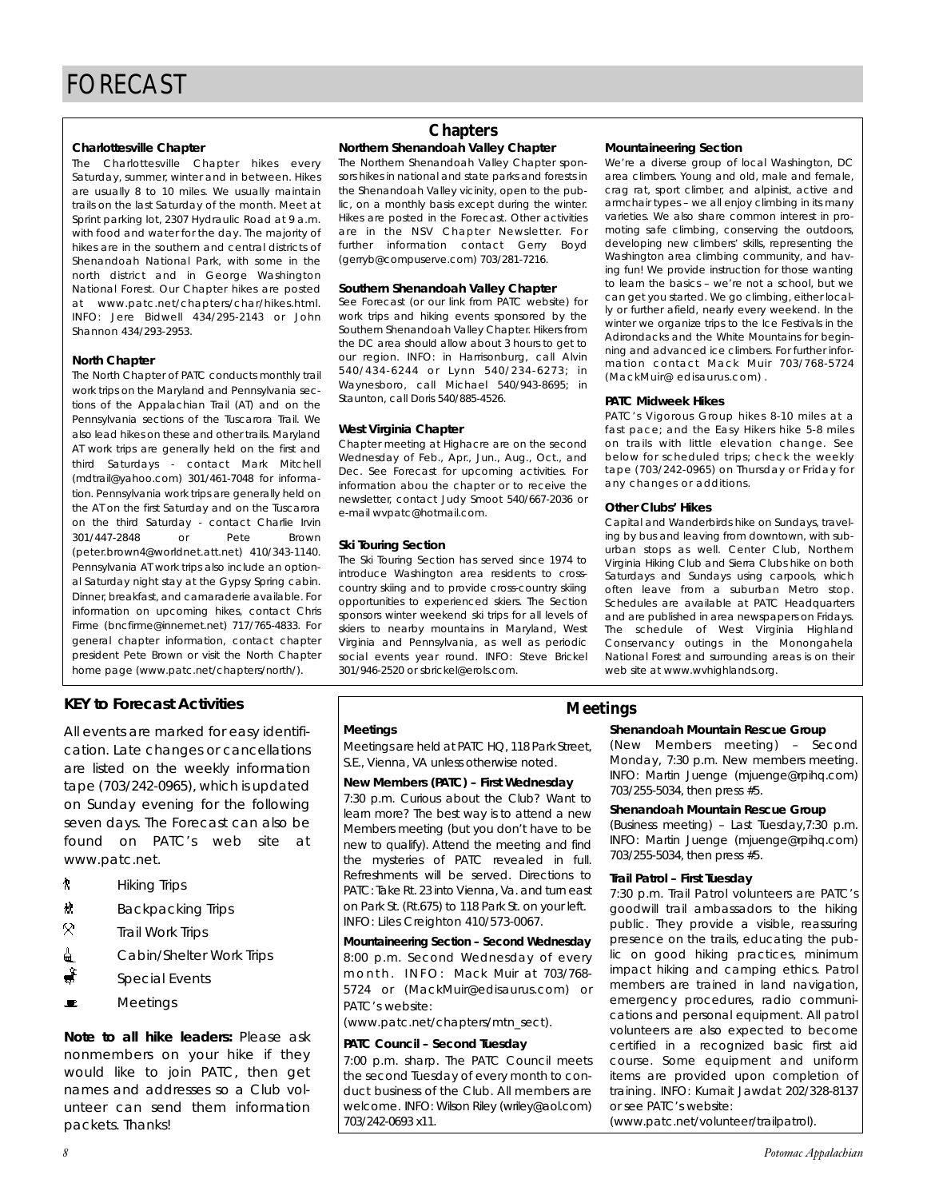# FORECAST

## Chapters

### Charlottesville Chapter

The Charlottesville Chapter hikes every Saturday, summer, winter and in between. Hikes are usually 8 to 10 miles. We usually maintain trails on the last Saturday of the month. Meet at Sprint parking lot, 2307 Hydraulic Road at 9 a.m. with food and water for the day. The majority of hikes are in the southern and central districts of Shenandoah National Park, with some in the north district and in George Washington National Forest. Our Chapter hikes are posted at www.patc.net/chapters/char/hikes.html. INFO: Jere Bidwell 434/295-2143 or John Shannon 434/293-2953.

### North Chapter

The North Chapter of PATC conducts monthly trail work trips on the Maryland and Pennsylvania sections of the Appalachian Trail (AT) and on the Pennsylvania sections of the Tuscarora Trail. We also lead hikes on these and other trails. Maryland AT work trips are generally held on the first and third Saturdays - contact Mark Mitchell (mdtrail@yahoo.com) 301/461-7048 for information. Pennsylvania work trips are generally held on the AT on the first Saturday and on the Tuscarora on the third Saturday - contact Charlie Irvin 301/447-2848 or Pete Brown (peter.brown4@worldnet.att.net) 410/343-1140. Pennsylvania AT work trips also include an optional Saturday night stay at the Gypsy Spring cabin. Dinner, breakfast, and camaraderie available. For information on upcoming hikes, contact Chris Firme (bncfirme@innernet.net) 717/765-4833. For general chapter information, contact chapter president Pete Brown or visit the North Chapter home page (www.patc.net/chapters/north/).

### Northern Shenandoah Valley Chapter

The Northern Shenandoah Valley Chapter sponsors hikes in national and state parks and forests in the Shenandoah Valley vicinity, open to the public, on a monthly basis except during the winter. Hikes are posted in the Forecast. Other activities are in the NSV Chapter Newsletter. For further information contact Gerry Boyd (gerryb@compuserve.com) 703/281-7216.

### Southern Shenandoah Valley Chapter

See Forecast (or our link from PATC website) for work trips and hiking events sponsored by the Southern Shenandoah Valley Chapter. Hikers from the DC area should allow about 3 hours to get to our region. INFO: in Harrisonburg, call Alvin 540/434-6244 or Lynn 540/234-6273; in Waynesboro, call Michael 540/943-8695; in Staunton, call Doris 540/885-4526.

### West Virginia Chapter

Chapter meeting at Highacre are on the second Wednesday of Feb., Apr., Jun., Aug., Oct., and Dec. See Forecast for upcoming activities. For information abou the chapter or to receive the newsletter, contact Judy Smoot 540/667-2036 or e-mail wvpatc@hotmail.com.

### Ski Touring Section

The Ski Touring Section has served since 1974 to introduce Washington area residents to cross-country skiing and to provide cross-country skiing opportunities to experienced skiers. The Section sponsors winter weekend ski trips for all levels of skiers to nearby mountains in Maryland, West Virginia and Pennsylvania, as well as periodic social events year round. INFO: Steve Brickel 301/946-2520 or sbrickel@erols.com.

### Mountaineering Section

We're a diverse group of local Washington, DC area climbers. Young and old, male and female, crag rat, sport climber, and alpinist, active and armchair types – we all enjoy climbing in its many varieties. We also share common interest in promoting safe climbing, conserving the outdoors, developing new climbers' skills, representing the Washington area climbing community, and having fun! We provide instruction for those wanting to learn the basics – we're not a school, but we can get you started. We go climbing, either locally or further afield, nearly every weekend. In the winter we organize trips to the Ice Festivals in the Adirondacks and the White Mountains for beginning and advanced ice climbers. For further information contact Mack Muir 703/768-5724 (MackMuir@edisaurus.com).

### PATC Midweek Hikes

PATC's Vigorous Group hikes 8-10 miles at a fast pace; and the Easy Hikers hike 5-8 miles on trails with little elevation change. See below for scheduled trips; check the weekly tape (703/242-0965) on Thursday or Friday for any changes or additions.

### Other Clubs' Hikes

Capital and Wanderbirds hike on Sundays, traveling by bus and leaving from downtown, with suburban stops as well. Center Club, Northern Virginia Hiking Club and Sierra Clubs hike on both Saturdays and Sundays using carpools, which often leave from a suburban Metro stop. Schedules are available at PATC Headquarters and are published in area newspapers on Fridays. The schedule of West Virginia Highland Conservancy outings in the Monongahela National Forest and surrounding areas is on their web site at www.wvhighlands.org.

## KEY to Forecast Activities

All events are marked for easy identification. Late changes or cancellations are listed on the weekly information tape (703/242-0965), which is updated on Sunday evening for the following seven days. The Forecast can also be found on PATC's web site at www.patc.net.

- Hiking Trips
- Backpacking Trips
- Trail Work Trips
- Cabin/Shelter Work Trips
- Special Events
- Meetings

**Note to all hike leaders:** Please ask nonmembers on your hike if they would like to join PATC, then get names and addresses so a Club volunteer can send them information packets. Thanks!

## Meetings

### Meetings

Meetings are held at PATC HQ, 118 Park Street, S.E., Vienna, VA unless otherwise noted.

### New Members (PATC) – First Wednesday

7:30 p.m. Curious about the Club? Want to learn more? The best way is to attend a new Members meeting (but you don't have to be new to qualify). Attend the meeting and find the mysteries of PATC revealed in full. Refreshments will be served. Directions to PATC: Take Rt. 23 into Vienna, Va. and turn east on Park St. (Rt.675) to 118 Park St. on your left. INFO: Liles Creighton 410/573-0067.

### Mountaineering Section – Second Wednesday

8:00 p.m. Second Wednesday of every month. INFO: Mack Muir at 703/768-5724 or (MackMuir@edisaurus.com) or PATC's website: (www.patc.net/chapters/mtn_sect).

### PATC Council – Second Tuesday

7:00 p.m. sharp. The PATC Council meets the second Tuesday of every month to conduct business of the Club. All members are welcome. INFO: Wilson Riley (wriley@aol.com) 703/242-0693 x11.

### Shenandoah Mountain Rescue Group

(New Members meeting) – Second Monday, 7:30 p.m. New members meeting. INFO: Martin Juenge (mjuenge@rpihq.com) 703/255-5034, then press #5.

### Shenandoah Mountain Rescue Group

(Business meeting) – Last Tuesday, 7:30 p.m. INFO: Martin Juenge (mjuenge@rpihq.com) 703/255-5034, then press #5.

### Trail Patrol – First Tuesday

7:30 p.m. Trail Patrol volunteers are PATC's goodwill trail ambassadors to the hiking public. They provide a visible, reassuring presence on the trails, educating the public on good hiking practices, minimum impact hiking and camping ethics. Patrol members are trained in land navigation, emergency procedures, radio communications and personal equipment. All patrol volunteers are also expected to become certified in a recognized basic first aid course. Some equipment and uniform items are provided upon completion of training. INFO: Kumait Jawdat 202/328-8137 or see PATC's website: (www.patc.net/volunteer/trailpatrol).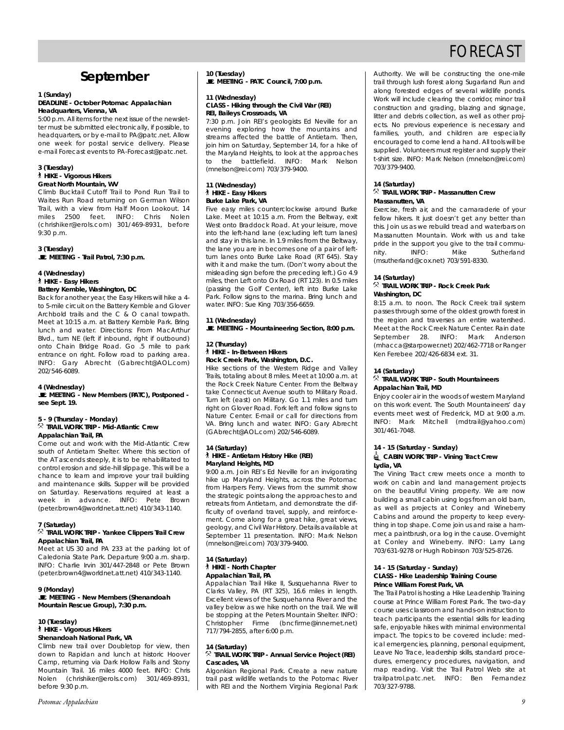# FORECAST

## September

**1 (Sunday)**
**DEADLINE - October Potomac Appalachian**
**Headquarters, Vienna, VA**
5:00 p.m. All items for the next issue of the newsletter must be submitted electronically, if possible, to headquarters, or by e-mail to PA@patc.net. Allow one week for postal service delivery. Please e-mail Forecast events to PA-Forecast@patc.net.

**3 (Tuesday)**
**HIKE - Vigorous Hikers**
**Great North Mountain, WV**
Climb Bucktail Cutoff Trail to Pond Run Trail to Waites Run Road returning on German Wilson Trail, with a view from Half Moon Lookout. 14 miles 2500 feet. INFO: Chris Nolen (chrishiker@erols.com) 301/469-8931, before 9:30 p.m.

**3 (Tuesday)**
**MEETING - Trail Patrol, 7:30 p.m.**

**4 (Wednesday)**
**HIKE - Easy Hikers**
**Battery Kemble, Washington, DC**
Back for another year, the Easy Hikers will hike a 4- to 5-mile circuit on the Battery Kemble and Glover Archbold trails and the C & O canal towpath. Meet at 10:15 a.m. at Battery Kemble Park. Bring lunch and water. Directions: From MacArthur Blvd., turn NE (left if inbound, right if outbound) onto Chain Bridge Road. Go .5 mile to park entrance on right. Follow road to parking area. INFO: Gary Abrecht (Gabrecht@AOL.com) 202/546-6089.

**4 (Wednesday)**
**MEETING - New Members (PATC), Postponed - see Sept. 19.**

**5 - 9 (Thursday - Monday)**
**TRAIL WORK TRIP - Mid-Atlantic Crew**
**Appalachian Trail, PA**
Come out and work with the Mid-Atlantic Crew south of Antietam Shelter. Where this section of the AT ascends steeply, it is to be rehabilitated to control erosion and side-hill slippage. This will be a chance to learn and improve your trail building and maintenance skills. Supper will be provided on Saturday. Reservations required at least a week in advance. INFO: Pete Brown (peter.brown4@worldnet.att.net) 410/343-1140.

**7 (Saturday)**
**TRAIL WORK TRIP - Yankee Clippers Trail Crew**
**Appalachian Trail, PA**
Meet at US 30 and PA 233 at the parking lot of Caledonia State Park. Departure 9:00 a.m. sharp. INFO: Charlie Irvin 301/447-2848 or Pete Brown (peter.brown4@worldnet.att.net) 410/343-1140.

**9 (Monday)**
**MEETING - New Members (Shenandoah Mountain Rescue Group), 7:30 p.m.**

**10 (Tuesday)**
**HIKE - Vigorous Hikers**
**Shenandoah National Park, VA**
Climb new trail over Doubletop for view, then down to Rapidan and lunch at historic Hoover Camp, returning via Dark Hollow Falls and Stony Mountain Trail. 16 miles 4000 feet. INFO: Chris Nolen (chrishiker@erols.com) 301/469-8931, before 9:30 p.m.

**10 (Tuesday)**
**MEETING - PATC Council, 7:00 p.m.**

**11 (Wednesday)**
**CLASS - Hiking through the Civil War (REI)**
**REI, Baileys Crossroads, VA**
7:30 p.m. Join REI's geologists Ed Neville for an evening exploring how the mountains and streams affected the battle of Antietam. Then, join him on Saturday, September 14, for a hike of the Maryland Heights, to look at the approaches to the battlefield. INFO: Mark Nelson (mnelson@rei.com) 703/379-9400.

**11 (Wednesday)**
**HIKE - Easy Hikers**
**Burke Lake Park, VA**
Five easy miles counterclockwise around Burke Lake. Meet at 10:15 a.m. From the Beltway, exit West onto Braddock Road. At your leisure, move into the left-hand lane (excluding left turn lanes) and stay in this lane. In 1.9 miles from the Beltway, the lane you are in becomes one of a pair of left-turn lanes onto Burke Lake Road (RT 645). Stay with it and make the turn. (Don't worry about the misleading sign before the preceding left.) Go 4.9 miles, then Left onto Ox Road (RT 123). In 0.5 miles (passing the Golf Center), left into Burke Lake Park. Follow signs to the marina. Bring lunch and water. INFO: Sue King 703/356-6659.

**11 (Wednesday)**
**MEETING - Mountaineering Section, 8:00 p.m.**

**12 (Thursday)**
**HIKE - In-Between Hikers**
**Rock Creek Park, Washington, D.C.**
Hike sections of the Western Ridge and Valley Trails, totaling about 8 miles. Meet at 10:00 a.m. at the Rock Creek Nature Center. From the Beltway take Connecticut Avenue south to Military Road. Turn left (east) on Military. Go 1.1 miles and turn right on Glover Road. Fork left and follow signs to Nature Center. E-mail or call for directions from VA. Bring lunch and water. INFO: Gary Abrecht (GAbrecht@AOL.com) 202/546-6089.

**14 (Saturday)**
**HIKE - Antietam History Hike (REI)**
**Maryland Heights, MD**
9:00 a.m. Join REI's Ed Neville for an invigorating hike up Maryland Heights, across the Potomac from Harpers Ferry. Views from the summit show the strategic points along the approaches to and retreats from Antietam, and demonstrate the difficulty of overland travel, supply, and reinforcement. Come along for a great hike, great views, geology, and Civil War History. Details available at September 11 presentation. INFO: Mark Nelson (mnelson@rei.com) 703/379-9400.

**14 (Saturday)**
**HIKE - North Chapter**
**Appalachian Trail, PA**
Appalachian Trail Hike II, Susquehanna River to Clarks Valley, PA (RT 325), 16.6 miles in length. Excellent views of the Susquehanna River and the valley below as we hike north on the trail. We will be stopping at the Peters Mountain Shelter. INFO: Christopher Firme (bncfirme@innernet.net) 717/794-2855, after 6:00 p.m.

**14 (Saturday)**
**TRAIL WORK TRIP - Annual Service Project (REI)**
**Cascades, VA**
Algonkian Regional Park. Create a new nature trail past wildlife wetlands to the Potomac River with REI and the Northern Virginia Regional Park Authority. We will be constructing the one-mile trail through lush forest along Sugarland Run and along forested edges of several wildlife ponds. Work will include clearing the corridor, minor trail construction and grading, blazing and signage, litter and debris collection, as well as other projects. No previous experience is necessary and families, youth, and children are especially encouraged to come lend a hand. All tools will be supplied. Volunteers must register and supply their t-shirt size. INFO: Mark Nelson (mnelson@rei.com) 703/379-9400.

**14 (Saturday)**
**TRAIL WORK TRIP - Massanutten Crew**
**Massanutten, VA**
Exercise, fresh air, and the camaraderie of your fellow hikers. It just doesn't get any better than this. Join us as we rebuild tread and waterbars on Massanutten Mountain. Work with us and take pride in the support you give to the trail community. INFO: Mike Sutherland (msutherland@cox.net) 703/591-8330.

**14 (Saturday)**
**TRAIL WORK TRIP - Rock Creek Park**
**Washington, DC**
8:15 a.m. to noon. The Rock Creek trail system passes through some of the oldest growth forest in the region and traverses an entire watershed. Meet at the Rock Creek Nature Center. Rain date September 28. INFO: Mark Anderson (mhacca@starpower.net) 202/462-7718 or Ranger Ken Ferebee 202/426-6834 ext. 31.

**14 (Saturday)**
**TRAIL WORK TRIP - South Mountaineers**
**Appalachian Trail, MD**
Enjoy cooler air in the woods of western Maryland on this work event. The South Mountaineers' day events meet west of Frederick, MD at 9:00 a.m. INFO: Mark Mitchell (mdtrail@yahoo.com) 301/461-7048.

**14 - 15 (Saturday - Sunday)**
**CABIN WORK TRIP - Vining Tract Crew**
**Lydia, VA**
The Vining Tract crew meets once a month to work on cabin and land management projects on the beautiful Vining property. We are now building a small cabin using logs from an old barn, as well as projects at Conley and Wineberry Cabins and around the property to keep everything in top shape. Come join us and raise a hammer, a paintbrush, or a log in the cause. Overnight at Conley and Wineberry. INFO: Larry Lang 703/631-9278 or Hugh Robinson 703/525-8726.

**14 - 15 (Saturday - Sunday)**
**CLASS - Hike Leadership Training Course**
**Prince William Forest Park, VA**
The Trail Patrol is hosting a Hike Leadership Training course at Prince William Forest Park. The two-day course uses classroom and hands-on instruction to teach participants the essential skills for leading safe, enjoyable hikes with minimal environmental impact. The topics to be covered include: medical emergencies, planning, personal equipment, Leave No Trace, leadership skills, standard procedures, emergency procedures, navigation, and map reading. Visit the Trail Patrol Web site at trailpatrol.patc.net. INFO: Ben Fernandez 703/327-9788.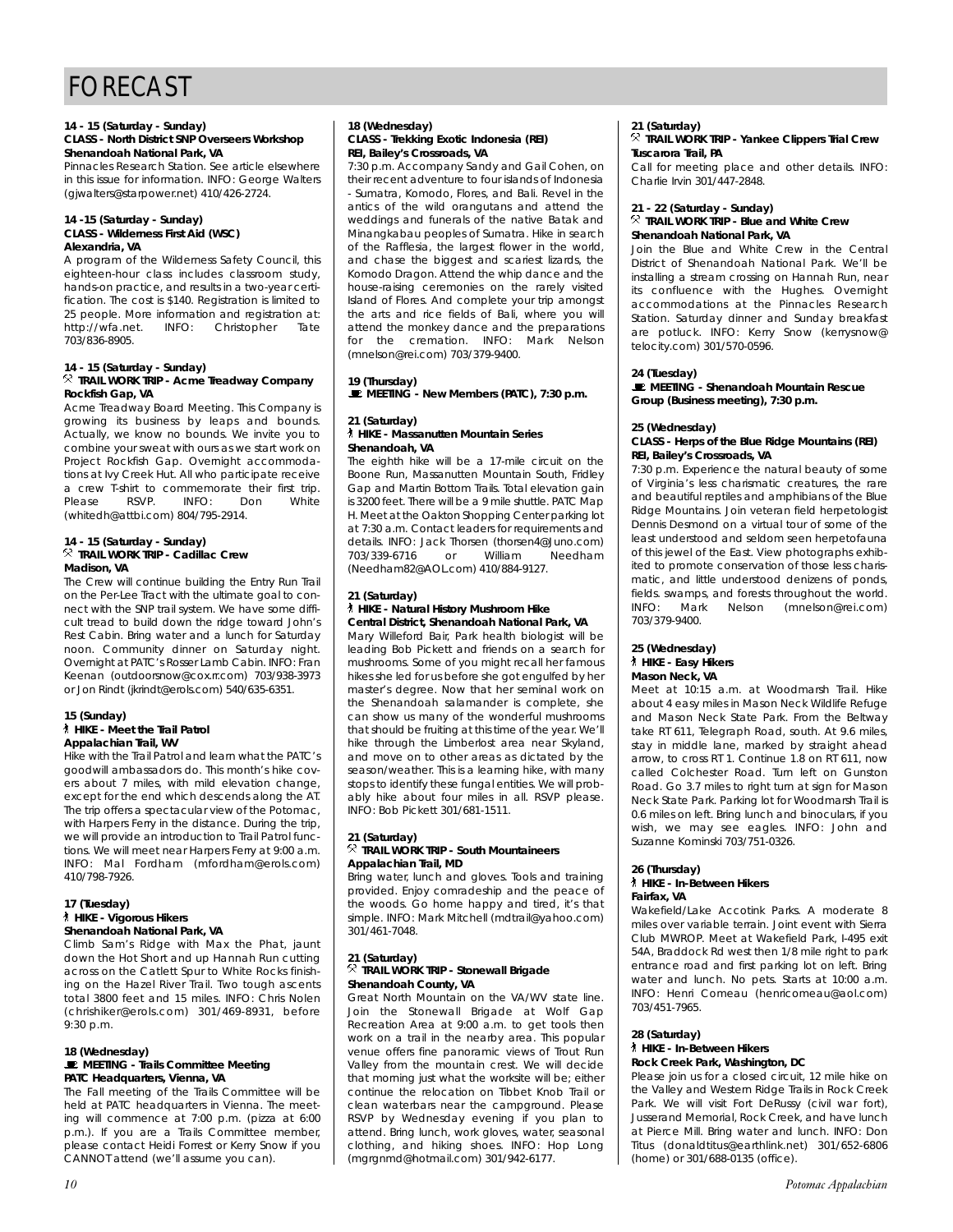# FORECAST

**14 - 15 (Saturday - Sunday)**
**CLASS - North District SNP Overseers Workshop**
**Shenandoah National Park, VA**
Pinnacles Research Station. See article elsewhere in this issue for information. INFO: George Walters (gjwalters@starpower.net) 410/426-2724.

**14 -15 (Saturday - Sunday)**
**CLASS - Wilderness First Aid (WSC)**
**Alexandria, VA**
A program of the Wilderness Safety Council, this eighteen-hour class includes classroom study, hands-on practice, and results in a two-year certification. The cost is $140. Registration is limited to 25 people. More information and registration at: http://wfa.net. INFO: Christopher Tate 703/836-8905.

**14 - 15 (Saturday - Sunday)**
**TRAIL WORK TRIP - Acme Treadway Company**
**Rockfish Gap, VA**
Acme Treadway Board Meeting. This Company is growing its business by leaps and bounds. Actually, we know no bounds. We invite you to combine your sweat with ours as we start work on Project Rockfish Gap. Overnight accommodations at Ivy Creek Hut. All who participate receive a crew T-shirt to commemorate their first trip. Please RSVP. INFO: Don White (whitedh@attbi.com) 804/795-2914.

**14 - 15 (Saturday - Sunday)**
**TRAIL WORK TRIP - Cadillac Crew**
**Madison, VA**
The Crew will continue building the Entry Run Trail on the Per-Lee Tract with the ultimate goal to connect with the SNP trail system. We have some difficult tread to build down the ridge toward John's Rest Cabin. Bring water and a lunch for Saturday noon. Community dinner on Saturday night. Overnight at PATC's Rosser Lamb Cabin. INFO: Fran Keenan (outdoorsnow@cox.rr.com) 703/938-3973 or Jon Rindt (jkrindt@erols.com) 540/635-6351.

**15 (Sunday)**
**HIKE - Meet the Trail Patrol**
**Appalachian Trail, WV**
Hike with the Trail Patrol and learn what the PATC's goodwill ambassadors do. This month's hike covers about 7 miles, with mild elevation change, except for the end which descends along the AT. The trip offers a spectacular view of the Potomac, with Harpers Ferry in the distance. During the trip, we will provide an introduction to Trail Patrol functions. We will meet near Harpers Ferry at 9:00 a.m. INFO: Mal Fordham (mfordham@erols.com) 410/798-7926.

**17 (Tuesday)**
**HIKE - Vigorous Hikers**
**Shenandoah National Park, VA**
Climb Sam's Ridge with Max the Phat, jaunt down the Hot Short and up Hannah Run cutting across on the Catlett Spur to White Rocks finishing on the Hazel River Trail. Two tough ascents total 3800 feet and 15 miles. INFO: Chris Nolen (chrishiker@erols.com) 301/469-8931, before 9:30 p.m.

**18 (Wednesday)**
**MEETING - Trails Committee Meeting**
**PATC Headquarters, Vienna, VA**
The Fall meeting of the Trails Committee will be held at PATC headquarters in Vienna. The meeting will commence at 7:00 p.m. (pizza at 6:00 p.m.). If you are a Trails Committee member, please contact Heidi Forrest or Kerry Snow if you CANNOT attend (we'll assume you can).

**18 (Wednesday)**
**CLASS - Trekking Exotic Indonesia (REI)**
**REI, Bailey's Crossroads, VA**
7:30 p.m. Accompany Sandy and Gail Cohen, on their recent adventure to four islands of Indonesia - Sumatra, Komodo, Flores, and Bali. Revel in the antics of the wild orangutans and attend the weddings and funerals of the native Batak and Minangkabau peoples of Sumatra. Hike in search of the Rafflesia, the largest flower in the world, and chase the biggest and scariest lizards, the Komodo Dragon. Attend the whip dance and the house-raising ceremonies on the rarely visited Island of Flores. And complete your trip amongst the arts and rice fields of Bali, where you will attend the monkey dance and the preparations for the cremation. INFO: Mark Nelson (mnelson@rei.com) 703/379-9400.

**19 (Thursday)**
**MEETING - New Members (PATC), 7:30 p.m.**

**21 (Saturday)**
**HIKE - Massanutten Mountain Series**
**Shenandoah, VA**
The eighth hike will be a 17-mile circuit on the Boone Run, Massanutten Mountain South, Fridley Gap and Martin Bottom Trails. Total elevation gain is 3200 feet. There will be a 9 mile shuttle. PATC Map H. Meet at the Oakton Shopping Center parking lot at 7:30 a.m. Contact leaders for requirements and details. INFO: Jack Thorsen (thorsen4@Juno.com) 703/339-6716 or William Needham (Needham82@AOL.com) 410/884-9127.

**21 (Saturday)**
**HIKE - Natural History Mushroom Hike**
**Central District, Shenandoah National Park, VA**
Mary Willeford Bair, Park health biologist will be leading Bob Pickett and friends on a search for mushrooms. Some of you might recall her famous hikes she led for us before she got engulfed by her master's degree. Now that her seminal work on the Shenandoah salamander is complete, she can show us many of the wonderful mushrooms that should be fruiting at this time of the year. We'll hike through the Limberlost area near Skyland, and move on to other areas as dictated by the season/weather. This is a learning hike, with many stops to identify these fungal entities. We will probably hike about four miles in all. RSVP please. INFO: Bob Pickett 301/681-1511.

**21 (Saturday)**
**TRAIL WORK TRIP - South Mountaineers**
**Appalachian Trail, MD**
Bring water, lunch and gloves. Tools and training provided. Enjoy comradeship and the peace of the woods. Go home happy and tired, it's that simple. INFO: Mark Mitchell (mdtrail@yahoo.com) 301/461-7048.

**21 (Saturday)**
**TRAIL WORK TRIP - Stonewall Brigade**
**Shenandoah County, VA**
Great North Mountain on the VA/WV state line. Join the Stonewall Brigade at Wolf Gap Recreation Area at 9:00 a.m. to get tools then work on a trail in the nearby area. This popular venue offers fine panoramic views of Trout Run Valley from the mountain crest. We will decide that morning just what the worksite will be; either continue the relocation on Tibbet Knob Trail or clean waterbars near the campground. Please RSVP by Wednesday evening if you plan to attend. Bring lunch, work gloves, water, seasonal clothing, and hiking shoes. INFO: Hop Long (mgrgnmd@hotmail.com) 301/942-6177.

**21 (Saturday)**
**TRAIL WORK TRIP - Yankee Clippers Trial Crew**
**Tuscarora Trail, PA**
Call for meeting place and other details. INFO: Charlie Irvin 301/447-2848.

**21 - 22 (Saturday - Sunday)**
**TRAIL WORK TRIP - Blue and White Crew**
**Shenandoah National Park, VA**
Join the Blue and White Crew in the Central District of Shenandoah National Park. We'll be installing a stream crossing on Hannah Run, near its confluence with the Hughes. Overnight accommodations at the Pinnacles Research Station. Saturday dinner and Sunday breakfast are potluck. INFO: Kerry Snow (kerrysnow@telocity.com) 301/570-0596.

**24 (Tuesday)**
**MEETING - Shenandoah Mountain Rescue Group (Business meeting), 7:30 p.m.**

**25 (Wednesday)**
**CLASS - Herps of the Blue Ridge Mountains (REI)**
**REI, Bailey's Crossroads, VA**
7:30 p.m. Experience the natural beauty of some of Virginia's less charismatic creatures, the rare and beautiful reptiles and amphibians of the Blue Ridge Mountains. Join veteran field herpetologist Dennis Desmond on a virtual tour of some of the least understood and seldom seen herpetofauna of this jewel of the East. View photographs exhibited to promote conservation of those less charismatic, and little understood denizens of ponds, fields. swamps, and forests throughout the world. INFO: Mark Nelson (mnelson@rei.com) 703/379-9400.

**25 (Wednesday)**
**HIKE - Easy Hikers**
**Mason Neck, VA**
Meet at 10:15 a.m. at Woodmarsh Trail. Hike about 4 easy miles in Mason Neck Wildlife Refuge and Mason Neck State Park. From the Beltway take RT 611, Telegraph Road, south. At 9.6 miles, stay in middle lane, marked by straight ahead arrow, to cross RT 1. Continue 1.8 on RT 611, now called Colchester Road. Turn left on Gunston Road. Go 3.7 miles to right turn at sign for Mason Neck State Park. Parking lot for Woodmarsh Trail is 0.6 miles on left. Bring lunch and binoculars, if you wish, we may see eagles. INFO: John and Suzanne Kominski 703/751-0326.

**26 (Thursday)**
**HIKE - In-Between Hikers**
**Fairfax, VA**
Wakefield/Lake Accotink Parks. A moderate 8 miles over variable terrain. Joint event with Sierra Club MWROP. Meet at Wakefield Park, I-495 exit 54A, Braddock Rd west then 1/8 mile right to park entrance road and first parking lot on left. Bring water and lunch. No pets. Starts at 10:00 a.m. INFO: Henri Comeau (henricomeau@aol.com) 703/451-7965.

**28 (Saturday)**
**HIKE - In-Between Hikers**
**Rock Creek Park, Washington, DC**
Please join us for a closed circuit, 12 mile hike on the Valley and Western Ridge Trails in Rock Creek Park. We will visit Fort DeRussy (civil war fort), Jusserand Memorial, Rock Creek, and have lunch at Pierce Mill. Bring water and lunch. INFO: Don Titus (donaldtitus@earthlink.net) 301/652-6806 (home) or 301/688-0135 (office).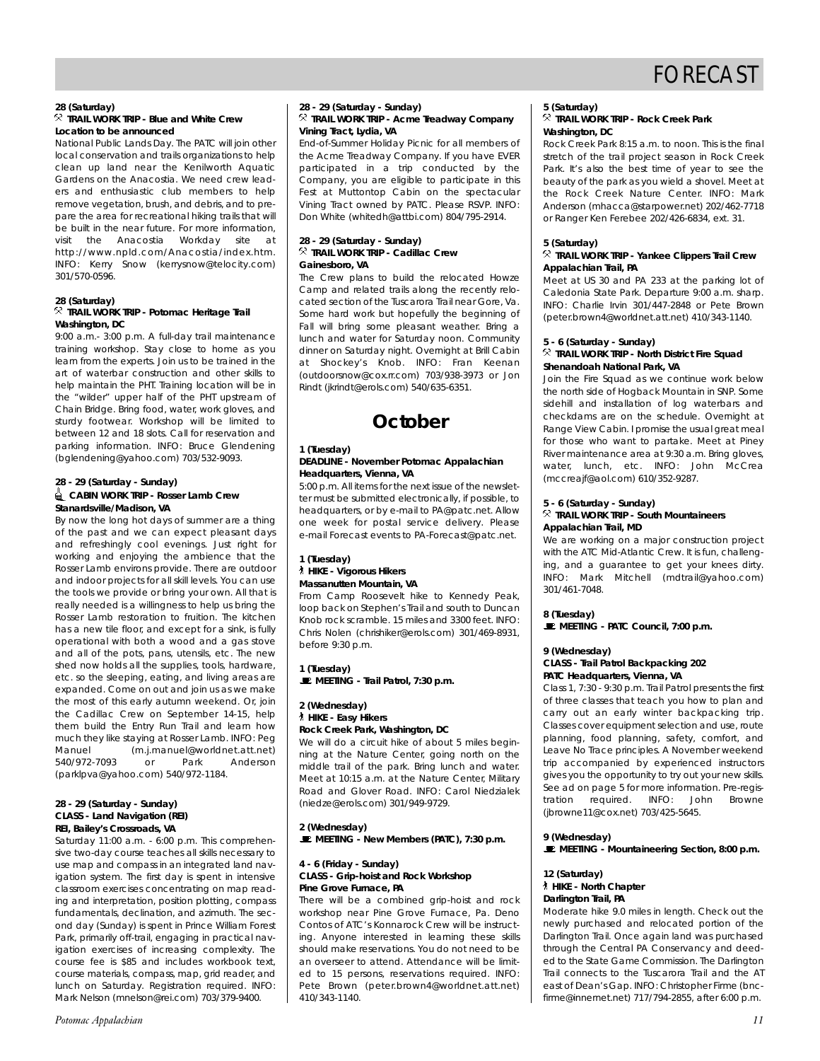# FORECAST

**28 (Saturday)**
**TRAIL WORK TRIP - Blue and White Crew**
**Location to be announced**

National Public Lands Day. The PATC will join other local conservation and trails organizations to help clean up land near the Kenilworth Aquatic Gardens on the Anacostia. We need crew leaders and enthusiastic club members to help remove vegetation, brush, and debris, and to prepare the area for recreational hiking trails that will be built in the near future. For more information, visit the Anacostia Workday site at http://www.npld.com/Anacostia/index.htm. INFO: Kerry Snow (kerrysnow@telocity.com) 301/570-0596.

**28 (Saturday)**
**TRAIL WORK TRIP - Potomac Heritage Trail**
**Washington, DC**

9:00 a.m.- 3:00 p.m. A full-day trail maintenance training workshop. Stay close to home as you learn from the experts. Join us to be trained in the art of waterbar construction and other skills to help maintain the PHT. Training location will be in the "wilder" upper half of the PHT upstream of Chain Bridge. Bring food, water, work gloves, and sturdy footwear. Workshop will be limited to between 12 and 18 slots. Call for reservation and parking information. INFO: Bruce Glendening (bglendening@yahoo.com) 703/532-9093.

**28 - 29 (Saturday - Sunday)**
**CABIN WORK TRIP - Rosser Lamb Crew**
**Stanardsville/Madison, VA**

By now the long hot days of summer are a thing of the past and we can expect pleasant days and refreshingly cool evenings. Just right for working and enjoying the ambience that the Rosser Lamb environs provide. There are outdoor and indoor projects for all skill levels. You can use the tools we provide or bring your own. All that is really needed is a willingness to help us bring the Rosser Lamb restoration to fruition. The kitchen has a new tile floor, and except for a sink, is fully operational with both a wood and a gas stove and all of the pots, pans, utensils, etc. The new shed now holds all the supplies, tools, hardware, etc. so the sleeping, eating, and living areas are expanded. Come on out and join us as we make the most of this early autumn weekend. Or, join the Cadillac Crew on September 14-15, help them build the Entry Run Trail and learn how much they like staying at Rosser Lamb. INFO: Peg Manuel (m.j.manuel@worldnet.att.net) 540/972-7093 or Park Anderson (parklpva@yahoo.com) 540/972-1184.

**28 - 29 (Saturday - Sunday)**
**CLASS - Land Navigation (REI)**
**REI, Bailey's Crossroads, VA**

Saturday 11:00 a.m. - 6:00 p.m. This comprehensive two-day course teaches all skills necessary to use map and compass in an integrated land navigation system. The first day is spent in intensive classroom exercises concentrating on map reading and interpretation, position plotting, compass fundamentals, declination, and azimuth. The second day (Sunday) is spent in Prince William Forest Park, primarily off-trail, engaging in practical navigation exercises of increasing complexity. The course fee is $85 and includes workbook text, course materials, compass, map, grid reader, and lunch on Saturday. Registration required. INFO: Mark Nelson (mnelson@rei.com) 703/379-9400.

**28 - 29 (Saturday - Sunday)**
**TRAIL WORK TRIP - Acme Treadway Company**
**Vining Tract, Lydia, VA**

End-of-Summer Holiday Picnic for all members of the Acme Treadway Company. If you have EVER participated in a trip conducted by the Company, you are eligible to participate in this Fest at Muttontop Cabin on the spectacular Vining Tract owned by PATC. Please RSVP. INFO: Don White (whitedh@attbi.com) 804/795-2914.

**28 - 29 (Saturday - Sunday)**
**TRAIL WORK TRIP - Cadillac Crew**
**Gainesboro, VA**

The Crew plans to build the relocated Howze Camp and related trails along the recently relocated section of the Tuscarora Trail near Gore, Va. Some hard work but hopefully the beginning of Fall will bring some pleasant weather. Bring a lunch and water for Saturday noon. Community dinner on Saturday night. Overnight at Brill Cabin at Shockey's Knob. INFO: Fran Keenan (outdoorsnow@cox.rr.com) 703/938-3973 or Jon Rindt (jkrindt@erols.com) 540/635-6351.

## October

**1 (Tuesday)**
**DEADLINE - November Potomac Appalachian Headquarters, Vienna, VA**

5:00 p.m. All items for the next issue of the newsletter must be submitted electronically, if possible, to headquarters, or by e-mail to PA@patc.net. Allow one week for postal service delivery. Please e-mail Forecast events to PA-Forecast@patc.net.

**1 (Tuesday)**
**HIKE - Vigorous Hikers**
**Massanutten Mountain, VA**

From Camp Roosevelt hike to Kennedy Peak, loop back on Stephen's Trail and south to Duncan Knob rock scramble. 15 miles and 3300 feet. INFO: Chris Nolen (chrishiker@erols.com) 301/469-8931, before 9:30 p.m.

**1 (Tuesday)**
**MEETING - Trail Patrol, 7:30 p.m.**

**2 (Wednesday)**
**HIKE - Easy Hikers**
**Rock Creek Park, Washington, DC**

We will do a circuit hike of about 5 miles beginning at the Nature Center, going north on the middle trail of the park. Bring lunch and water. Meet at 10:15 a.m. at the Nature Center, Military Road and Glover Road. INFO: Carol Niedzialek (niedze@erols.com) 301/949-9729.

**2 (Wednesday)**
**MEETING - New Members (PATC), 7:30 p.m.**

**4 - 6 (Friday - Sunday)**
**CLASS - Grip-hoist and Rock Workshop**
**Pine Grove Furnace, PA**

There will be a combined grip-hoist and rock workshop near Pine Grove Furnace, Pa. Deno Contos of ATC's Konnarock Crew will be instructing. Anyone interested in learning these skills should make reservations. You do not need to be an overseer to attend. Attendance will be limited to 15 persons, reservations required. INFO: Pete Brown (peter.brown4@worldnet.att.net) 410/343-1140.

**5 (Saturday)**
**TRAIL WORK TRIP - Rock Creek Park**
**Washington, DC**

Rock Creek Park 8:15 a.m. to noon. This is the final stretch of the trail project season in Rock Creek Park. It's also the best time of year to see the beauty of the park as you wield a shovel. Meet at the Rock Creek Nature Center. INFO: Mark Anderson (mhacca@starpower.net) 202/462-7718 or Ranger Ken Ferebee 202/426-6834, ext. 31.

**5 (Saturday)**
**TRAIL WORK TRIP - Yankee Clippers Trail Crew**
**Appalachian Trail, PA**

Meet at US 30 and PA 233 at the parking lot of Caledonia State Park. Departure 9:00 a.m. sharp. INFO: Charlie Irvin 301/447-2848 or Pete Brown (peter.brown4@worldnet.att.net) 410/343-1140.

**5 - 6 (Saturday - Sunday)**
**TRAIL WORK TRIP - North District Fire Squad**
**Shenandoah National Park, VA**

Join the Fire Squad as we continue work below the north side of Hogback Mountain in SNP. Some sidehill and installation of log waterbars and checkdams are on the schedule. Overnight at Range View Cabin. I promise the usual great meal for those who want to partake. Meet at Piney River maintenance area at 9:30 a.m. Bring gloves, water, lunch, etc. INFO: John McCrea (mccreajf@aol.com) 610/352-9287.

**5 - 6 (Saturday - Sunday)**
**TRAIL WORK TRIP - South Mountaineers**
**Appalachian Trail, MD**

We are working on a major construction project with the ATC Mid-Atlantic Crew. It is fun, challenging, and a guarantee to get your knees dirty. INFO: Mark Mitchell (mdtrail@yahoo.com) 301/461-7048.

**8 (Tuesday)**
**MEETING - PATC Council, 7:00 p.m.**

**9 (Wednesday)**
**CLASS - Trail Patrol Backpacking 202**
**PATC Headquarters, Vienna, VA**

Class 1, 7:30 - 9:30 p.m. Trail Patrol presents the first of three classes that teach you how to plan and carry out an early winter backpacking trip. Classes cover equipment selection and use, route planning, food planning, safety, comfort, and Leave No Trace principles. A November weekend trip accompanied by experienced instructors gives you the opportunity to try out your new skills. See ad on page 5 for more information. Pre-registration required. INFO: John Browne (jbrowne11@cox.net) 703/425-5645.

**9 (Wednesday)**
**MEETING - Mountaineering Section, 8:00 p.m.**

**12 (Saturday)**
**HIKE - North Chapter**
**Darlington Trail, PA**

Moderate hike 9.0 miles in length. Check out the newly purchased and relocated portion of the Darlington Trail. Once again land was purchased through the Central PA Conservancy and deeded to the State Game Commission. The Darlington Trail connects to the Tuscarora Trail and the AT east of Dean's Gap. INFO: Christopher Firme (bncfirme@innernet.net) 717/794-2855, after 6:00 p.m.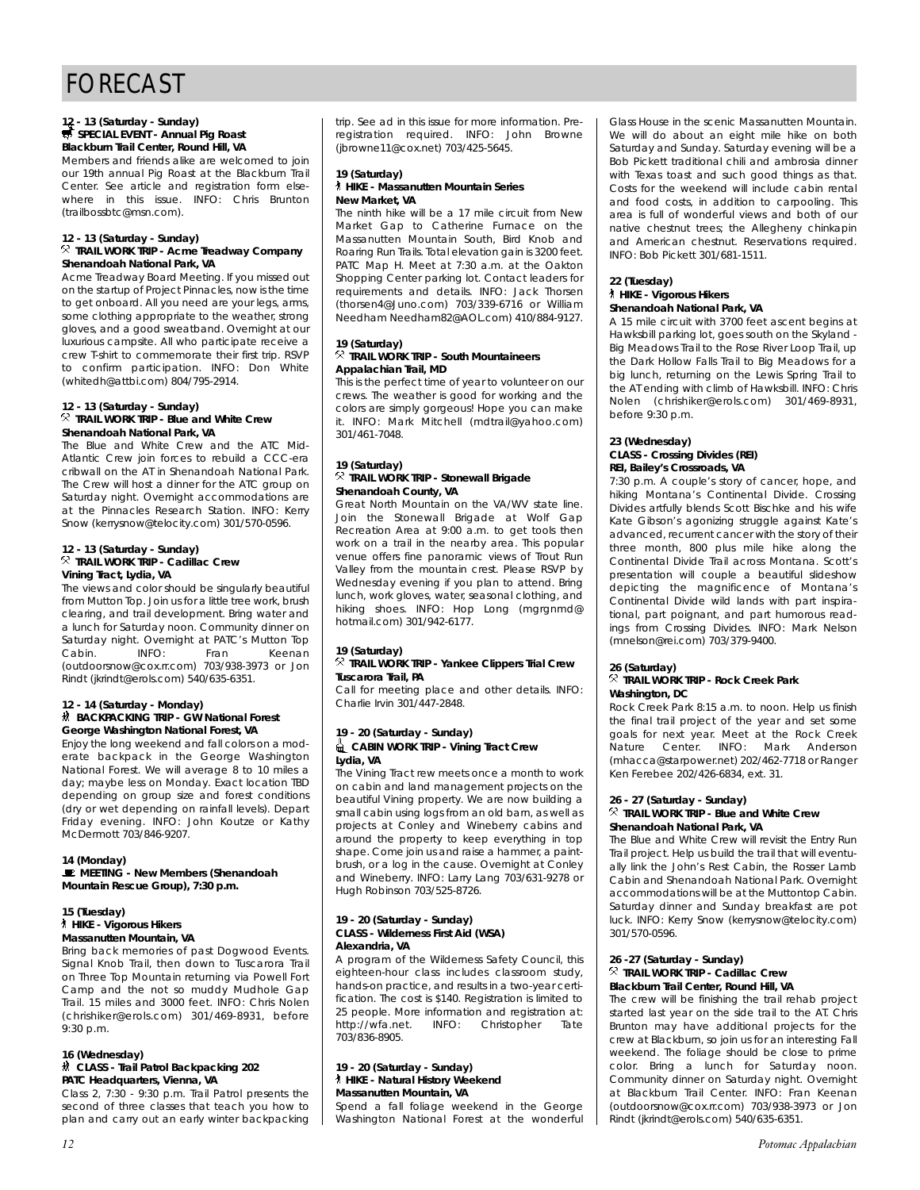# FORECAST

**12 - 13 (Saturday - Sunday)**
**SPECIAL EVENT - Annual Pig Roast**
**Blackburn Trail Center, Round Hill, VA**

Members and friends alike are welcomed to join our 19th annual Pig Roast at the Blackburn Trail Center. See article and registration form elsewhere in this issue. INFO: Chris Brunton (trailbossbtc@msn.com).

**12 - 13 (Saturday - Sunday)**
**TRAIL WORK TRIP - Acme Treadway Company**
**Shenandoah National Park, VA**

Acme Treadway Board Meeting. If you missed out on the startup of Project Pinnacles, now is the time to get onboard. All you need are your legs, arms, some clothing appropriate to the weather, strong gloves, and a good sweatband. Overnight at our luxurious campsite. All who participate receive a crew T-shirt to commemorate their first trip. RSVP to confirm participation. INFO: Don White (whitedh@attbi.com) 804/795-2914.

**12 - 13 (Saturday - Sunday)**
**TRAIL WORK TRIP - Blue and White Crew**
**Shenandoah National Park, VA**

The Blue and White Crew and the ATC Mid-Atlantic Crew join forces to rebuild a CCC-era cribwall on the AT in Shenandoah National Park. The Crew will host a dinner for the ATC group on Saturday night. Overnight accommodations are at the Pinnacles Research Station. INFO: Kerry Snow (kerrysnow@telocity.com) 301/570-0596.

**12 - 13 (Saturday - Sunday)**
**TRAIL WORK TRIP - Cadillac Crew**
**Vining Tract, Lydia, VA**

The views and color should be singularly beautiful from Mutton Top. Join us for a little tree work, brush clearing, and trail development. Bring water and a lunch for Saturday noon. Community dinner on Saturday night. Overnight at PATC's Mutton Top Cabin. INFO: Fran Keenan (outdoorsnow@cox.rr.com) 703/938-3973 or Jon Rindt (jkrindt@erols.com) 540/635-6351.

**12 - 14 (Saturday - Monday)**
**BACKPACKING TRIP - GW National Forest**
**George Washington National Forest, VA**

Enjoy the long weekend and fall colors on a moderate backpack in the George Washington National Forest. We will average 8 to 10 miles a day; maybe less on Monday. Exact location TBD depending on group size and forest conditions (dry or wet depending on rainfall levels). Depart Friday evening. INFO: John Koutze or Kathy McDermott 703/846-9207.

**14 (Monday)**
**MEETING - New Members (Shenandoah Mountain Rescue Group), 7:30 p.m.**

**15 (Tuesday)**
**HIKE - Vigorous Hikers**
**Massanutten Mountain, VA**

Bring back memories of past Dogwood Events. Signal Knob Trail, then down to Tuscarora Trail on Three Top Mountain returning via Powell Fort Camp and the not so muddy Mudhole Gap Trail. 15 miles and 3000 feet. INFO: Chris Nolen (chrishiker@erols.com) 301/469-8931, before 9:30 p.m.

**16 (Wednesday)**
**CLASS - Trail Patrol Backpacking 202**
**PATC Headquarters, Vienna, VA**

Class 2, 7:30 - 9:30 p.m. Trail Patrol presents the second of three classes that teach you how to plan and carry out an early winter backpacking trip. See ad in this issue for more information. Preregistration required. INFO: John Browne (jbrowne11@cox.net) 703/425-5645.

**19 (Saturday)**
**HIKE - Massanutten Mountain Series**
**New Market, VA**

The ninth hike will be a 17 mile circuit from New Market Gap to Catherine Furnace on the Massanutten Mountain South, Bird Knob and Roaring Run Trails. Total elevation gain is 3200 feet. PATC Map H. Meet at 7:30 a.m. at the Oakton Shopping Center parking lot. Contact leaders for requirements and details. INFO: Jack Thorsen (thorsen4@Juno.com) 703/339-6716 or William Needham Needham82@AOL.com) 410/884-9127.

**19 (Saturday)**
**TRAIL WORK TRIP - South Mountaineers**
**Appalachian Trail, MD**

This is the perfect time of year to volunteer on our crews. The weather is good for working and the colors are simply gorgeous! Hope you can make it. INFO: Mark Mitchell (mdtrail@yahoo.com) 301/461-7048.

**19 (Saturday)**
**TRAIL WORK TRIP - Stonewall Brigade**
**Shenandoah County, VA**

Great North Mountain on the VA/WV state line. Join the Stonewall Brigade at Wolf Gap Recreation Area at 9:00 a.m. to get tools then work on a trail in the nearby area. This popular venue offers fine panoramic views of Trout Run Valley from the mountain crest. Please RSVP by Wednesday evening if you plan to attend. Bring lunch, work gloves, water, seasonal clothing, and hiking shoes. INFO: Hop Long (mgrgnmd@hotmail.com) 301/942-6177.

**19 (Saturday)**
**TRAIL WORK TRIP - Yankee Clippers Trial Crew**
**Tuscarora Trail, PA**

Call for meeting place and other details. INFO: Charlie Irvin 301/447-2848.

**19 - 20 (Saturday - Sunday)**
**CABIN WORK TRIP - Vining Tract Crew**
**Lydia, VA**

The Vining Tract rew meets once a month to work on cabin and land management projects on the beautiful Vining property. We are now building a small cabin using logs from an old barn, as well as projects at Conley and Wineberry cabins and around the property to keep everything in top shape. Come join us and raise a hammer, a paintbrush, or a log in the cause. Overnight at Conley and Wineberry. INFO: Larry Lang 703/631-9278 or Hugh Robinson 703/525-8726.

**19 - 20 (Saturday - Sunday)**
**CLASS - Wilderness First Aid (WSA)**
**Alexandria, VA**

A program of the Wilderness Safety Council, this eighteen-hour class includes classroom study, hands-on practice, and results in a two-year certification. The cost is $140. Registration is limited to 25 people. More information and registration at: http://wfa.net. INFO: Christopher Tate 703/836-8905.

**19 - 20 (Saturday - Sunday)**
**HIKE - Natural History Weekend**
**Massanutten Mountain, VA**

Spend a fall foliage weekend in the George Washington National Forest at the wonderful Glass House in the scenic Massanutten Mountain. We will do about an eight mile hike on both Saturday and Sunday. Saturday evening will be a Bob Pickett traditional chili and ambrosia dinner with Texas toast and such good things as that. Costs for the weekend will include cabin rental and food costs, in addition to carpooling. This area is full of wonderful views and both of our native chestnut trees; the Allegheny chinkapin and American chestnut. Reservations required. INFO: Bob Pickett 301/681-1511.

**22 (Tuesday)**
**HIKE - Vigorous Hikers**
**Shenandoah National Park, VA**

A 15 mile circuit with 3700 feet ascent begins at Hawksbill parking lot, goes south on the Skyland - Big Meadows Trail to the Rose River Loop Trail, up the Dark Hollow Falls Trail to Big Meadows for a big lunch, returning on the Lewis Spring Trail to the AT ending with climb of Hawksbill. INFO: Chris Nolen (chrishiker@erols.com) 301/469-8931, before 9:30 p.m.

**23 (Wednesday)**
**CLASS - Crossing Divides (REI)**
**REI, Bailey's Crossroads, VA**

7:30 p.m. A couple's story of cancer, hope, and hiking Montana's Continental Divide. Crossing Divides artfully blends Scott Bischke and his wife Kate Gibson's agonizing struggle against Kate's advanced, recurrent cancer with the story of their three month, 800 plus mile hike along the Continental Divide Trail across Montana. Scott's presentation will couple a beautiful slideshow depicting the magnificence of Montana's Continental Divide wild lands with part inspirational, part poignant, and part humorous readings from Crossing Divides. INFO: Mark Nelson (mnelson@rei.com) 703/379-9400.

**26 (Saturday)**
**TRAIL WORK TRIP - Rock Creek Park**
**Washington, DC**

Rock Creek Park 8:15 a.m. to noon. Help us finish the final trail project of the year and set some goals for next year. Meet at the Rock Creek Nature Center. INFO: Mark Anderson (mhacca@starpower.net) 202/462-7718 or Ranger Ken Ferebee 202/426-6834, ext. 31.

**26 - 27 (Saturday - Sunday)**
**TRAIL WORK TRIP - Blue and White Crew**
**Shenandoah National Park, VA**

The Blue and White Crew will revisit the Entry Run Trail project. Help us build the trail that will eventually link the John's Rest Cabin, the Rosser Lamb Cabin and Shenandoah National Park. Overnight accommodations will be at the Muttontop Cabin. Saturday dinner and Sunday breakfast are pot luck. INFO: Kerry Snow (kerrysnow@telocity.com) 301/570-0596.

**26 -27 (Saturday - Sunday)**
**TRAIL WORK TRIP - Cadillac Crew**
**Blackburn Trail Center, Round Hill, VA**

The crew will be finishing the trail rehab project started last year on the side trail to the AT. Chris Brunton may have additional projects for the crew at Blackburn, so join us for an interesting Fall weekend. The foliage should be close to prime color. Bring a lunch for Saturday noon. Community dinner on Saturday night. Overnight at Blackburn Trail Center. INFO: Fran Keenan (outdoorsnow@cox.rr.com) 703/938-3973 or Jon Rindt (jkrindt@erols.com) 540/635-6351.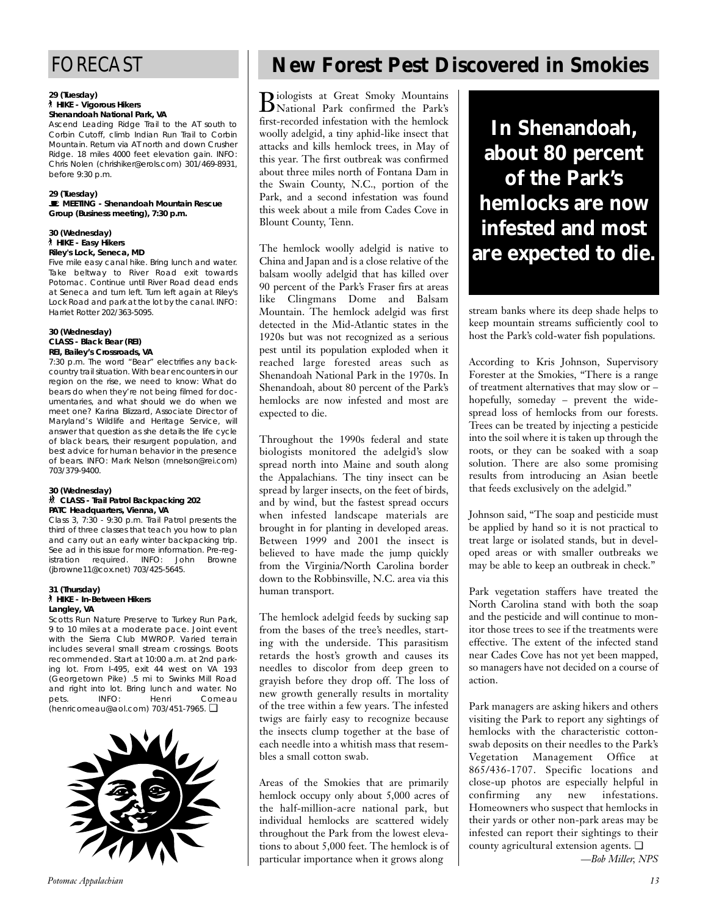## FORECAST

**29 (Tuesday)**
**HIKE - Vigorous Hikers**
**Shenandoah National Park, VA**

Ascend Leading Ridge Trail to the AT south to Corbin Cutoff, climb Indian Run Trail to Corbin Mountain. Return via AT north and down Crusher Ridge. 18 miles 4000 feet elevation gain. INFO: Chris Nolen (chrishiker@erols.com) 301/469-8931, before 9:30 p.m.

**29 (Tuesday)**
**MEETING - Shenandoah Mountain Rescue Group (Business meeting), 7:30 p.m.**

**30 (Wednesday)**
**HIKE - Easy Hikers**
**Riley's Lock, Seneca, MD**

Five mile easy canal hike. Bring lunch and water. Take beltway to River Road exit towards Potomac. Continue until River Road dead ends at Seneca and turn left. Turn left again at Riley's Lock Road and park at the lot by the canal. INFO: Harriet Rotter 202/363-5095.

**30 (Wednesday)**
**CLASS - Black Bear (REI)**
**REI, Bailey's Crossroads, VA**

7:30 p.m. The word "Bear" electrifies any backcountry trail situation. With bear encounters in our region on the rise, we need to know: What do bears do when they're not being filmed for documentaries, and what should we do when we meet one? Karina Blizzard, Associate Director of Maryland's Wildlife and Heritage Service, will answer that question as she details the life cycle of black bears, their resurgent population, and best advice for human behavior in the presence of bears. INFO: Mark Nelson (mnelson@rei.com) 703/379-9400.

**30 (Wednesday)**
**CLASS - Trail Patrol Backpacking 202**
**PATC Headquarters, Vienna, VA**

Class 3, 7:30 - 9:30 p.m. Trail Patrol presents the third of three classes that teach you how to plan and carry out an early winter backpacking trip. See ad in this issue for more information. Pre-registration required. INFO: John Browne (jbrowne11@cox.net) 703/425-5645.

**31 (Thursday)**
**HIKE - In-Between Hikers**
**Langley, VA**

Scotts Run Nature Preserve to Turkey Run Park, 9 to 10 miles at a moderate pace. Joint event with the Sierra Club MWROP. Varied terrain includes several small stream crossings. Boots recommended. Start at 10:00 a.m. at 2nd parking lot. From I-495, exit 44 west on VA 193 (Georgetown Pike) .5 mi to Swinks Mill Road and right into lot. Bring lunch and water. No pets. INFO: Henri Comeau (henricomeau@aol.com) 703/451-7965. ❑

# New Forest Pest Discovered in Smokies

Biologists at Great Smoky Mountains National Park confirmed the Park's first-recorded infestation with the hemlock woolly adelgid, a tiny aphid-like insect that attacks and kills hemlock trees, in May of this year. The first outbreak was confirmed about three miles north of Fontana Dam in the Swain County, N.C., portion of the Park, and a second infestation was found this week about a mile from Cades Cove in Blount County, Tenn.

The hemlock woolly adelgid is native to China and Japan and is a close relative of the balsam woolly adelgid that has killed over 90 percent of the Park's Fraser firs at areas like Clingmans Dome and Balsam Mountain. The hemlock adelgid was first detected in the Mid-Atlantic states in the 1920s but was not recognized as a serious pest until its population exploded when it reached large forested areas such as Shenandoah National Park in the 1970s. In Shenandoah, about 80 percent of the Park's hemlocks are now infested and most are expected to die.

Throughout the 1990s federal and state biologists monitored the adelgid's slow spread north into Maine and south along the Appalachians. The tiny insect can be spread by larger insects, on the feet of birds, and by wind, but the fastest spread occurs when infested landscape materials are brought in for planting in developed areas. Between 1999 and 2001 the insect is believed to have made the jump quickly from the Virginia/North Carolina border down to the Robbinsville, N.C. area via this human transport.

The hemlock adelgid feeds by sucking sap from the bases of the tree's needles, starting with the underside. This parasitism retards the host's growth and causes its needles to discolor from deep green to grayish before they drop off. The loss of new growth generally results in mortality of the tree within a few years. The infested twigs are fairly easy to recognize because the insects clump together at the base of each needle into a whitish mass that resembles a small cotton swab.

Areas of the Smokies that are primarily hemlock occupy only about 5,000 acres of the half-million-acre national park, but individual hemlocks are scattered widely throughout the Park from the lowest elevations to about 5,000 feet. The hemlock is of particular importance when it grows along stream banks where its deep shade helps to keep mountain streams sufficiently cool to host the Park's cold-water fish populations.

> **In Shenandoah, about 80 percent of the Park's hemlocks are now infested and most are expected to die.**

According to Kris Johnson, Supervisory Forester at the Smokies, "There is a range of treatment alternatives that may slow or – hopefully, someday – prevent the widespread loss of hemlocks from our forests. Trees can be treated by injecting a pesticide into the soil where it is taken up through the roots, or they can be soaked with a soap solution. There are also some promising results from introducing an Asian beetle that feeds exclusively on the adelgid."

Johnson said, "The soap and pesticide must be applied by hand so it is not practical to treat large or isolated stands, but in developed areas or with smaller outbreaks we may be able to keep an outbreak in check."

Park vegetation staffers have treated the North Carolina stand with both the soap and the pesticide and will continue to monitor those trees to see if the treatments were effective. The extent of the infected stand near Cades Cove has not yet been mapped, so managers have not decided on a course of action.

Park managers are asking hikers and others visiting the Park to report any sightings of hemlocks with the characteristic cotton-swab deposits on their needles to the Park's Vegetation Management Office at 865/436-1707. Specific locations and close-up photos are especially helpful in confirming any new infestations. Homeowners who suspect that hemlocks in their yards or other non-park areas may be infested can report their sightings to their county agricultural extension agents. ❑

*—Bob Miller, NPS*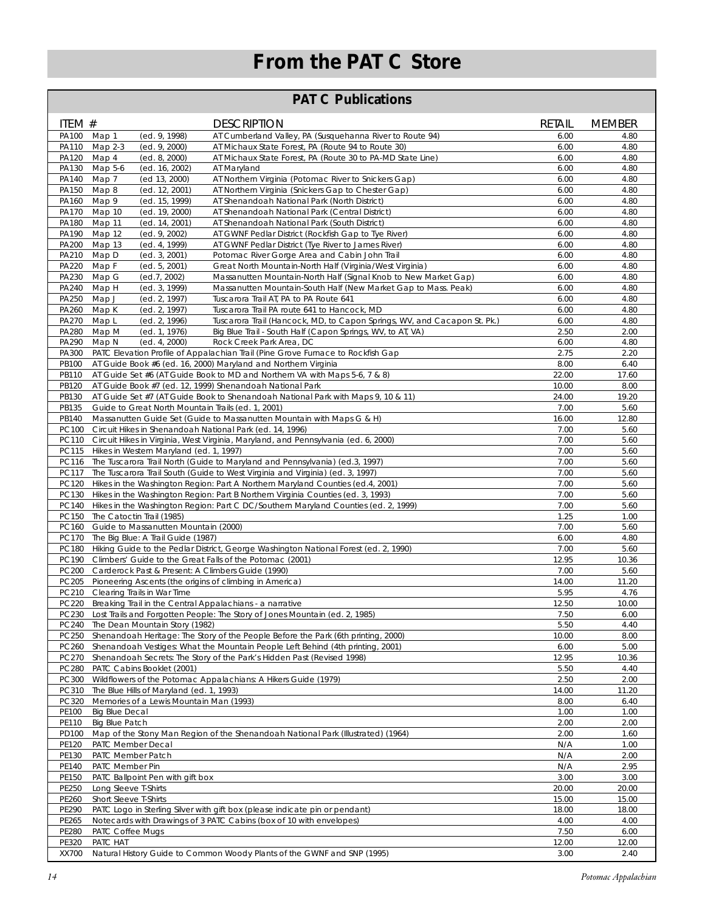# From the PATC Store

## PATC Publications

| ITEM # | DESCRIPTION | RETAIL | MEMBER |
|---|---|---|---|
| PA100 | Map 1 (ed. 9, 1998) AT Cumberland Valley, PA (Susquehanna River to Route 94) | 6.00 | 4.80 |
| PA110 | Map 2-3 (ed. 9, 2000) AT Michaux State Forest, PA (Route 94 to Route 30) | 6.00 | 4.80 |
| PA120 | Map 4 (ed. 8, 2000) AT Michaux State Forest, PA (Route 30 to PA-MD State Line) | 6.00 | 4.80 |
| PA130 | Map 5-6 (ed. 16, 2002) AT Maryland | 6.00 | 4.80 |
| PA140 | Map 7 (ed 13, 2000) AT Northern Virginia (Potomac River to Snickers Gap) | 6.00 | 4.80 |
| PA150 | Map 8 (ed. 12, 2001) AT Northern Virginia (Snickers Gap to Chester Gap) | 6.00 | 4.80 |
| PA160 | Map 9 (ed. 15, 1999) AT Shenandoah National Park (North District) | 6.00 | 4.80 |
| PA170 | Map 10 (ed. 19, 2000) AT Shenandoah National Park (Central District) | 6.00 | 4.80 |
| PA180 | Map 11 (ed. 14, 2001) AT Shenandoah National Park (South District) | 6.00 | 4.80 |
| PA190 | Map 12 (ed. 9, 2002) AT GWNF Pedlar District (Rockfish Gap to Tye River) | 6.00 | 4.80 |
| PA200 | Map 13 (ed. 4, 1999) AT GWNF Pedlar District (Tye River to James River) | 6.00 | 4.80 |
| PA210 | Map D (ed. 3, 2001) Potomac River Gorge Area and Cabin John Trail | 6.00 | 4.80 |
| PA220 | Map F (ed. 5, 2001) Great North Mountain-North Half (Virginia/West Virginia) | 6.00 | 4.80 |
| PA230 | Map G (ed.7, 2002) Massanutten Mountain-North Half (Signal Knob to New Market Gap) | 6.00 | 4.80 |
| PA240 | Map H (ed. 3, 1999) Massanutten Mountain-South Half (New Market Gap to Mass. Peak) | 6.00 | 4.80 |
| PA250 | Map J (ed. 2, 1997) Tuscarora Trail AT, PA to PA Route 641 | 6.00 | 4.80 |
| PA260 | Map K (ed. 2, 1997) Tuscarora Trail PA route 641 to Hancock, MD | 6.00 | 4.80 |
| PA270 | Map L (ed. 2, 1996) Tuscarora Trail (Hancock, MD, to Capon Springs, WV, and Cacapon St. Pk.) | 6.00 | 4.80 |
| PA280 | Map M (ed. 1, 1976) Big Blue Trail - South Half (Capon Springs, WV, to AT, VA) | 2.50 | 2.00 |
| PA290 | Map N (ed. 4, 2000) Rock Creek Park Area, DC | 6.00 | 4.80 |
| PA300 | PATC Elevation Profile of Appalachian Trail (Pine Grove Furnace to Rockfish Gap | 2.75 | 2.20 |
| PB100 | AT Guide Book #6 (ed. 16, 2000) Maryland and Northern Virginia | 8.00 | 6.40 |
| PB110 | AT Guide Set #6 (AT Guide Book to MD and Northern VA with Maps 5-6, 7 & 8) | 22.00 | 17.60 |
| PB120 | AT Guide Book #7 (ed. 12, 1999) Shenandoah National Park | 10.00 | 8.00 |
| PB130 | AT Guide Set #7 (AT Guide Book to Shenandoah National Park with Maps 9, 10 & 11) | 24.00 | 19.20 |
| PB135 | Guide to Great North Mountain Trails (ed. 1, 2001) | 7.00 | 5.60 |
| PB140 | Massanutten Guide Set (Guide to Massanutten Mountain with Maps G & H) | 16.00 | 12.80 |
| PC100 | Circuit Hikes in Shenandoah National Park (ed. 14, 1996) | 7.00 | 5.60 |
| PC110 | Circuit Hikes in Virginia, West Virginia, Maryland, and Pennsylvania (ed. 6, 2000) | 7.00 | 5.60 |
| PC115 | Hikes in Western Maryland (ed. 1, 1997) | 7.00 | 5.60 |
| PC116 | The Tuscarora Trail North (Guide to Maryland and Pennsylvania) (ed.3, 1997) | 7.00 | 5.60 |
| PC117 | The Tuscarora Trail South (Guide to West Virginia and Virginia) (ed. 3, 1997) | 7.00 | 5.60 |
| PC120 | Hikes in the Washington Region: Part A Northern Maryland Counties (ed.4, 2001) | 7.00 | 5.60 |
| PC130 | Hikes in the Washington Region: Part B Northern Virginia Counties (ed. 3, 1993) | 7.00 | 5.60 |
| PC140 | Hikes in the Washington Region: Part C DC/Southern Maryland Counties (ed. 2, 1999) | 7.00 | 5.60 |
| PC150 | The Catoctin Trail (1985) | 1.25 | 1.00 |
| PC160 | Guide to Massanutten Mountain (2000) | 7.00 | 5.60 |
| PC170 | The Big Blue: A Trail Guide (1987) | 6.00 | 4.80 |
| PC180 | Hiking Guide to the Pedlar District, George Washington National Forest (ed. 2, 1990) | 7.00 | 5.60 |
| PC190 | Climbers' Guide to the Great Falls of the Potomac (2001) | 12.95 | 10.36 |
| PC200 | Carderock Past & Present: A Climbers Guide (1990) | 7.00 | 5.60 |
| PC205 | Pioneering Ascents (the origins of climbing in America) | 14.00 | 11.20 |
| PC210 | Clearing Trails in War Time | 5.95 | 4.76 |
| PC220 | Breaking Trail in the Central Appalachians - a narrative | 12.50 | 10.00 |
| PC230 | Lost Trails and Forgotten People: The Story of Jones Mountain (ed. 2, 1985) | 7.50 | 6.00 |
| PC240 | The Dean Mountain Story (1982) | 5.50 | 4.40 |
| PC250 | Shenandoah Heritage: The Story of the People Before the Park (6th printing, 2000) | 10.00 | 8.00 |
| PC260 | Shenandoah Vestiges: What the Mountain People Left Behind (4th printing, 2001) | 6.00 | 5.00 |
| PC270 | Shenandoah Secrets: The Story of the Park's Hidden Past (Revised 1998) | 12.95 | 10.36 |
| PC280 | PATC Cabins Booklet (2001) | 5.50 | 4.40 |
| PC300 | Wildflowers of the Potomac Appalachians: A Hikers Guide (1979) | 2.50 | 2.00 |
| PC310 | The Blue Hills of Maryland (ed. 1, 1993) | 14.00 | 11.20 |
| PC320 | Memories of a Lewis Mountain Man (1993) | 8.00 | 6.40 |
| PE100 | Big Blue Decal | 1.00 | 1.00 |
| PE110 | Big Blue Patch | 2.00 | 2.00 |
| PD100 | Map of the Stony Man Region of the Shenandoah National Park (Illustrated) (1964) | 2.00 | 1.60 |
| PE120 | PATC Member Decal | N/A | 1.00 |
| PE130 | PATC Member Patch | N/A | 2.00 |
| PE140 | PATC Member Pin | N/A | 2.95 |
| PE150 | PATC Ballpoint Pen with gift box | 3.00 | 3.00 |
| PE250 | Long Sleeve T-Shirts | 20.00 | 20.00 |
| PE260 | Short Sleeve T-Shirts | 15.00 | 15.00 |
| PE290 | PATC Logo in Sterling Silver with gift box (please indicate pin or pendant) | 18.00 | 18.00 |
| PE265 | Notecards with Drawings of 3 PATC Cabins (box of 10 with envelopes) | 4.00 | 4.00 |
| PE280 | PATC Coffee Mugs | 7.50 | 6.00 |
| PE320 | PATC HAT | 12.00 | 12.00 |
| XX700 | Natural History Guide to Common Woody Plants of the GWNF and SNP (1995) | 3.00 | 2.40 |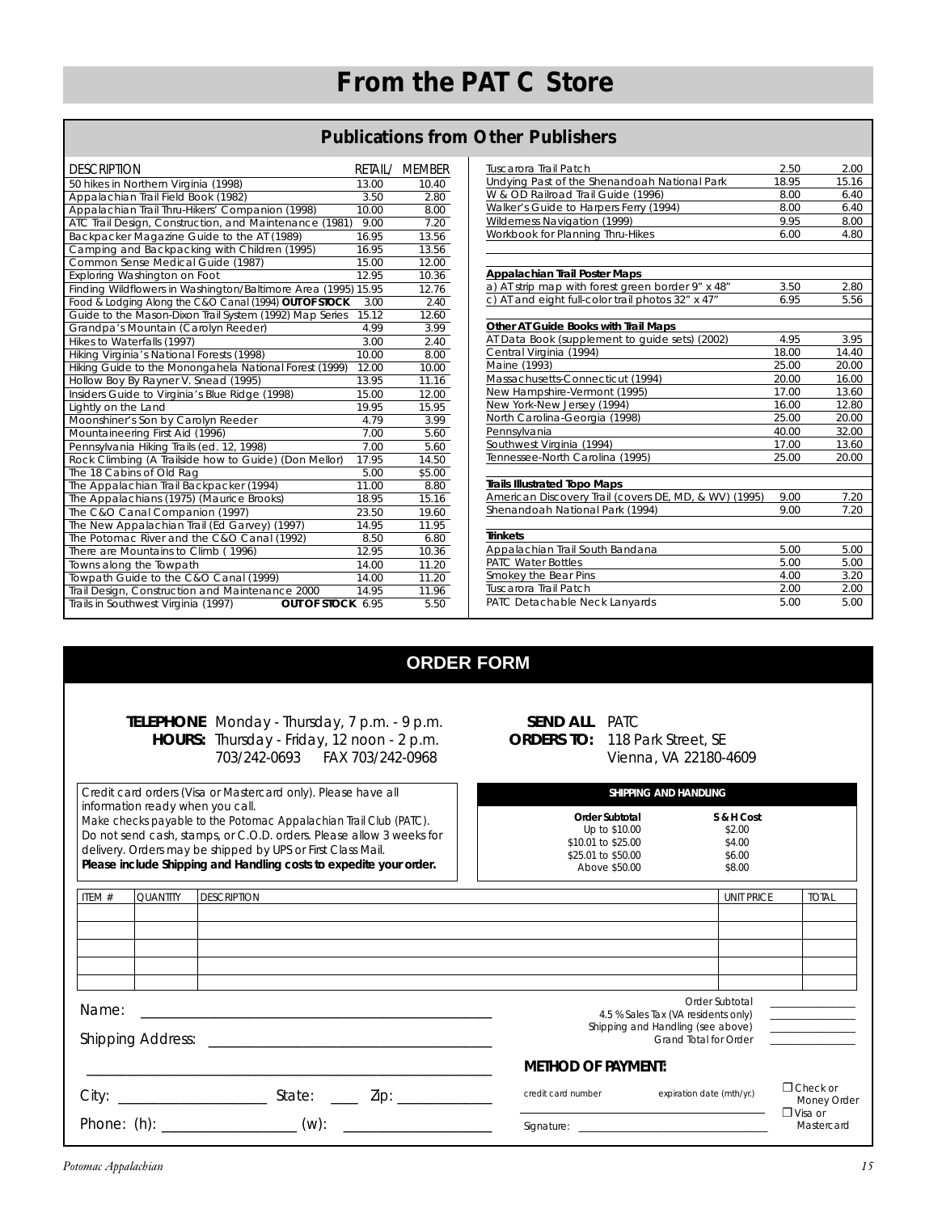# From the PATC Store

## Publications from Other Publishers

| DESCRIPTION | RETAIL/ | MEMBER |
|---|---|---|
| 50 hikes in Northern Virginia (1998) | 13.00 | 10.40 |
| Appalachian Trail Field Book (1982) | 3.50 | 2.80 |
| Appalachian Trail Thru-Hikers' Companion (1998) | 10.00 | 8.00 |
| ATC Trail Design, Construction, and Maintenance (1981) | 9.00 | 7.20 |
| Backpacker Magazine Guide to the AT (1989) | 16.95 | 13.56 |
| Camping and Backpacking with Children (1995) | 16.95 | 13.56 |
| Common Sense Medical Guide (1987) | 15.00 | 12.00 |
| Exploring Washington on Foot | 12.95 | 10.36 |
| Finding Wildflowers in Washington/Baltimore Area (1995) | 15.95 | 12.76 |
| Food & Lodging Along the C&O Canal (1994) **OUT OF STOCK** | 3.00 | 2.40 |
| Guide to the Mason-Dixon Trail System (1992) Map Series | 15.12 | 12.60 |
| Grandpa's Mountain (Carolyn Reeder) | 4.99 | 3.99 |
| Hikes to Waterfalls (1997) | 3.00 | 2.40 |
| Hiking Virginia's National Forests (1998) | 10.00 | 8.00 |
| Hiking Guide to the Monongahela National Forest (1999) | 12.00 | 10.00 |
| Hollow Boy By Rayner V. Snead (1995) | 13.95 | 11.16 |
| Insiders Guide to Virginia's Blue Ridge (1998) | 15.00 | 12.00 |
| Lightly on the Land | 19.95 | 15.95 |
| Moonshiner's Son by Carolyn Reeder | 4.79 | 3.99 |
| Mountaineering First Aid (1996) | 7.00 | 5.60 |
| Pennsylvania Hiking Trails (ed. 12, 1998) | 7.00 | 5.60 |
| Rock Climbing (A Trailside how to Guide) (Don Mellor) | 17.95 | 14.50 |
| The 18 Cabins of Old Rag | 5.00 | $5.00 |
| The Appalachian Trail Backpacker (1994) | 11.00 | 8.80 |
| The Appalachians (1975) (Maurice Brooks) | 18.95 | 15.16 |
| The C&O Canal Companion (1997) | 23.50 | 19.60 |
| The New Appalachian Trail (Ed Garvey) (1997) | 14.95 | 11.95 |
| The Potomac River and the C&O Canal (1992) | 8.50 | 6.80 |
| There are Mountains to Climb (1996) | 12.95 | 10.36 |
| Towns along the Towpath | 14.00 | 11.20 |
| Towpath Guide to the C&O Canal (1999) | 14.00 | 11.20 |
| Trail Design, Construction and Maintenance 2000 | 14.95 | 11.96 |
| Trails in Southwest Virginia (1997) **OUT OF STOCK** | 6.95 | 5.50 |
| Tuscarora Trail Patch | 2.50 | 2.00 |
| Undying Past of the Shenandoah National Park | 18.95 | 15.16 |
| W & OD Railroad Trail Guide (1996) | 8.00 | 6.40 |
| Walker's Guide to Harpers Ferry (1994) | 8.00 | 6.40 |
| Wilderness Navigation (1999) | 9.95 | 8.00 |
| Workbook for Planning Thru-Hikes | 6.00 | 4.80 |
| **Appalachian Trail Poster Maps** | | |
| a) AT strip map with forest green border 9" x 48" | 3.50 | 2.80 |
| c) AT and eight full-color trail photos 32" x 47" | 6.95 | 5.56 |
| **Other AT Guide Books with Trail Maps** | | |
| AT Data Book (supplement to guide sets) (2002) | 4.95 | 3.95 |
| Central Virginia (1994) | 18.00 | 14.40 |
| Maine (1993) | 25.00 | 20.00 |
| Massachusetts-Connecticut (1994) | 20.00 | 16.00 |
| New Hampshire-Vermont (1995) | 17.00 | 13.60 |
| New York-New Jersey (1994) | 16.00 | 12.80 |
| North Carolina-Georgia (1998) | 25.00 | 20.00 |
| Pennsylvania | 40.00 | 32.00 |
| Southwest Virginia (1994) | 17.00 | 13.60 |
| Tennessee-North Carolina (1995) | 25.00 | 20.00 |
| **Trails Illustrated Topo Maps** | | |
| American Discovery Trail (covers DE, MD, & WV) (1995) | 9.00 | 7.20 |
| Shenandoah National Park (1994) | 9.00 | 7.20 |
| **Trinkets** | | |
| Appalachian Trail South Bandana | 5.00 | 5.00 |
| PATC Water Bottles | 5.00 | 5.00 |
| Smokey the Bear Pins | 4.00 | 3.20 |
| Tuscarora Trail Patch | 2.00 | 2.00 |
| PATC Detachable Neck Lanyards | 5.00 | 5.00 |

## ORDER FORM

**TELEPHONE HOURS:** Monday - Thursday, 7 p.m. - 9 p.m.
Thursday - Friday, 12 noon - 2 p.m.
703/242-0693 FAX 703/242-0968

**SEND ALL ORDERS TO:** PATC
118 Park Street, SE
Vienna, VA 22180-4609

Credit card orders (Visa or Mastercard only). Please have all information ready when you call.
Make checks payable to the Potomac Appalachian Trail Club (PATC).
Do not send cash, stamps, or C.O.D. orders. Please allow 3 weeks for delivery. Orders may be shipped by UPS or First Class Mail.
**Please include Shipping and Handling costs to expedite your order.**

**SHIPPING AND HANDLING**

| Order Subtotal | S & H Cost |
|---|---|
| Up to $10.00 | $2.00 |
| $10.01 to $25.00 | $4.00 |
| $25.01 to $50.00 | $6.00 |
| Above $50.00 | $8.00 |

| ITEM # | QUANTITY | DESCRIPTION | UNIT PRICE | TOTAL |
|---|---|---|---|---|
| | | | | |
| | | | | |
| | | | | |
| | | | | |
| | | | | |

Name: ______________________________

Shipping Address: ______________________________

______________________________

City: ____________ State: ____ Zip: ________

Phone: (h): ____________ (w): ____________

Order Subtotal ________
4.5 % Sales Tax (VA residents only) ________
Shipping and Handling (see above) ________
Grand Total for Order ________

**METHOD OF PAYMENT:**

credit card number ________ expiration date (mth/yr.) ________

Signature: ______________________________

☐ Check or Money Order
☐ Visa or Mastercard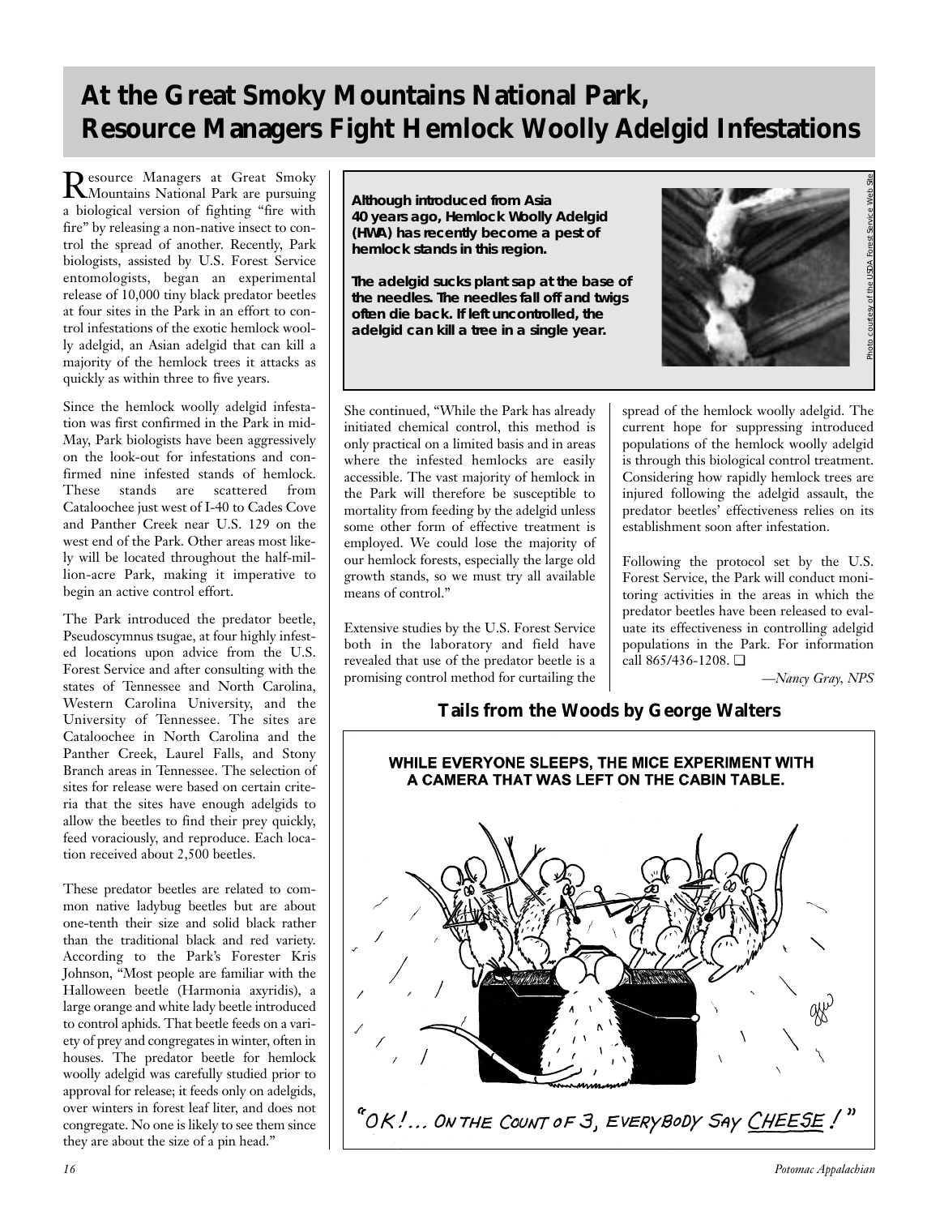# At the Great Smoky Mountains National Park, Resource Managers Fight Hemlock Woolly Adelgid Infestations

Resource Managers at Great Smoky Mountains National Park are pursuing a biological version of fighting "fire with fire" by releasing a non-native insect to control the spread of another. Recently, Park biologists, assisted by U.S. Forest Service entomologists, began an experimental release of 10,000 tiny black predator beetles at four sites in the Park in an effort to control infestations of the exotic hemlock woolly adelgid, an Asian adelgid that can kill a majority of the hemlock trees it attacks as quickly as within three to five years.

Since the hemlock woolly adelgid infestation was first confirmed in the Park in mid-May, Park biologists have been aggressively on the look-out for infestations and confirmed nine infested stands of hemlock. These stands are scattered from Cataloochee just west of I-40 to Cades Cove and Panther Creek near U.S. 129 on the west end of the Park. Other areas most likely will be located throughout the half-million-acre Park, making it imperative to begin an active control effort.

The Park introduced the predator beetle, Pseudoscymnus tsugae, at four highly infested locations upon advice from the U.S. Forest Service and after consulting with the states of Tennessee and North Carolina, Western Carolina University, and the University of Tennessee. The sites are Cataloochee in North Carolina and the Panther Creek, Laurel Falls, and Stony Branch areas in Tennessee. The selection of sites for release were based on certain criteria that the sites have enough adelgids to allow the beetles to find their prey quickly, feed voraciously, and reproduce. Each location received about 2,500 beetles.

These predator beetles are related to common native ladybug beetles but are about one-tenth their size and solid black rather than the traditional black and red variety. According to the Park's Forester Kris Johnson, "Most people are familiar with the Halloween beetle (Harmonia axyridis), a large orange and white lady beetle introduced to control aphids. That beetle feeds on a variety of prey and congregates in winter, often in houses. The predator beetle for hemlock woolly adelgid was carefully studied prior to approval for release; it feeds only on adelgids, over winters in forest leaf litter, and does not congregate. No one is likely to see them since they are about the size of a pin head."

**Although introduced from Asia 40 years ago, Hemlock Woolly Adelgid (HWA) has recently become a pest of hemlock stands in this region.**

**The adelgid sucks plant sap at the base of the needles. The needles fall off and twigs often die back. If left uncontrolled, the adelgid can kill a tree in a single year.**

Photo courtesy of the USDA Forest Service Web Site

She continued, "While the Park has already initiated chemical control, this method is only practical on a limited basis and in areas where the infested hemlocks are easily accessible. The vast majority of hemlock in the Park will therefore be susceptible to mortality from feeding by the adelgid unless some other form of effective treatment is employed. We could lose the majority of our hemlock forests, especially the large old growth stands, so we must try all available means of control."

Extensive studies by the U.S. Forest Service both in the laboratory and field have revealed that use of the predator beetle is a promising control method for curtailing the spread of the hemlock woolly adelgid. The current hope for suppressing introduced populations of the hemlock woolly adelgid is through this biological control treatment. Considering how rapidly hemlock trees are injured following the adelgid assault, the predator beetles' effectiveness relies on its establishment soon after infestation.

Following the protocol set by the U.S. Forest Service, the Park will conduct monitoring activities in the areas in which the predator beetles have been released to evaluate its effectiveness in controlling adelgid populations in the Park. For information call 865/436-1208. ❑

*—Nancy Gray, NPS*

## Tails from the Woods by George Walters

WHILE EVERYONE SLEEPS, THE MICE EXPERIMENT WITH A CAMERA THAT WAS LEFT ON THE CABIN TABLE.

"OK!... ON THE COUNT OF 3, EVERYBODY SAY CHEESE!"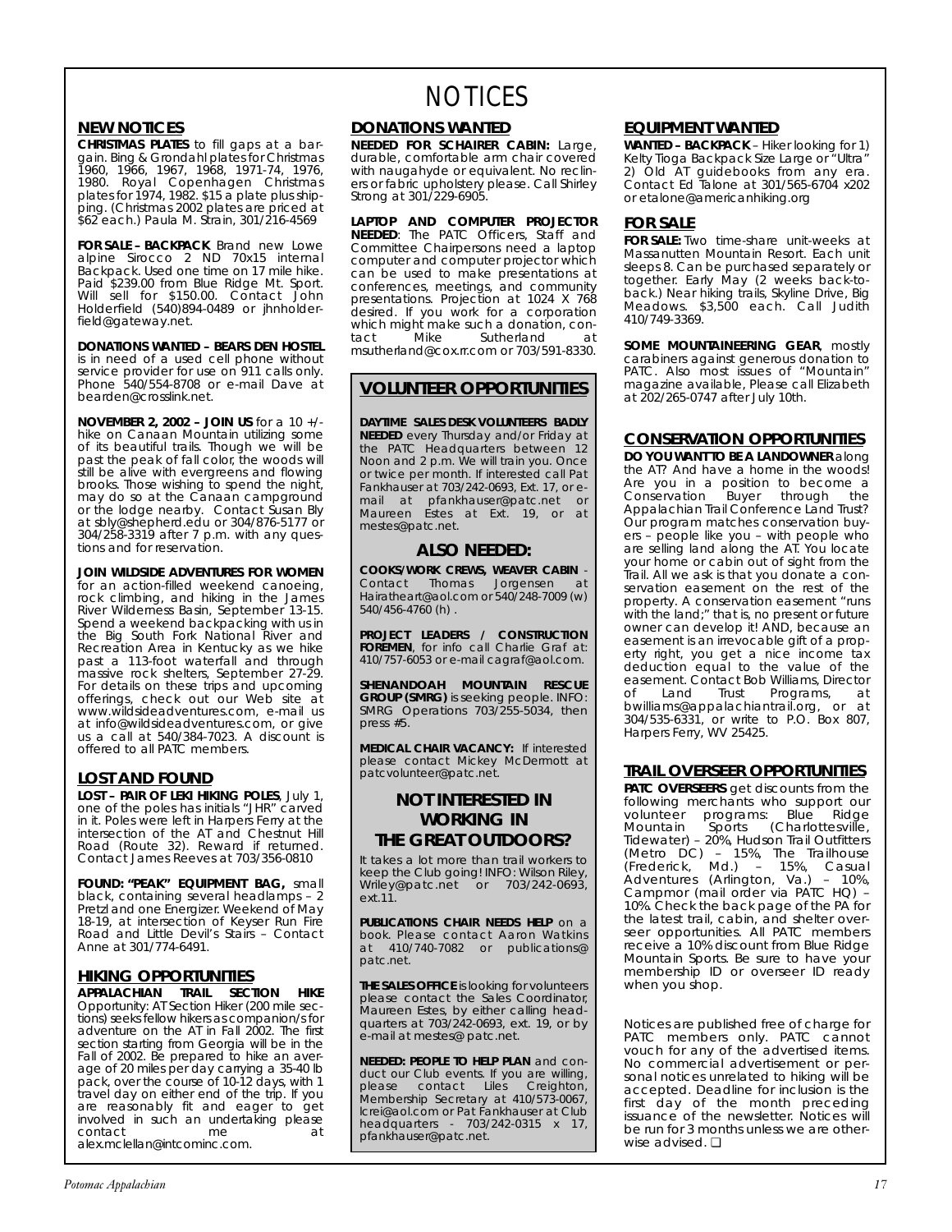# NOTICES

## NEW NOTICES

**CHRISTMAS PLATES** to fill gaps at a bargain. Bing & Grondahl plates for Christmas 1960, 1966, 1967, 1968, 1971-74, 1976, 1980. Royal Copenhagen Christmas plates for 1974, 1982. $15 a plate plus shipping. (Christmas 2002 plates are priced at $62 each.) Paula M. Strain, 301/216-4569

**FOR SALE – BACKPACK**. Brand new Lowe alpine Sirocco 2 ND 70x15 internal Backpack. Used one time on 17 mile hike. Paid $239.00 from Blue Ridge Mt. Sport. Will sell for $150.00. Contact John Holderfield (540)894-0489 or jhnholderfield@gateway.net.

**DONATIONS WANTED – BEARS DEN HOSTEL** is in need of a used cell phone without service provider for use on 911 calls only. Phone 540/554-8708 or e-mail Dave at bearden@crosslink.net.

**NOVEMBER 2, 2002 – JOIN US** for a 10 +/- hike on Canaan Mountain utilizing some of its beautiful trails. Though we will be past the peak of fall color, the woods will still be alive with evergreens and flowing brooks. Those wishing to spend the night, may do so at the Canaan campground or the lodge nearby. Contact Susan Bly at sbly@shepherd.edu or 304/876-5177 or 304/258-3319 after 7 p.m. with any questions and for reservation.

**JOIN WILDSIDE ADVENTURES FOR WOMEN** for an action-filled weekend canoeing, rock climbing, and hiking in the James River Wilderness Basin, September 13-15. Spend a weekend backpacking with us in the Big South Fork National River and Recreation Area in Kentucky as we hike past a 113-foot waterfall and through massive rock shelters, September 27-29. For details on these trips and upcoming offerings, check out our Web site at www.wildsideadventures.com, e-mail us at info@wildsideadventures.com, or give us a call at 540/384-7023. A discount is offered to all PATC members.

## LOST AND FOUND

**LOST – PAIR OF LEKI HIKING POLES**, July 1, one of the poles has initials "JHR" carved in it. Poles were left in Harpers Ferry at the intersection of the AT and Chestnut Hill Road (Route 32). Reward if returned. Contact James Reeves at 703/356-0810

**FOUND: "PEAK" EQUIPMENT BAG,** small black, containing several headlamps – 2 Pretzl and one Energizer. Weekend of May 18-19, at intersection of Keyser Run Fire Road and Little Devil's Stairs – Contact Anne at 301/774-6491.

## HIKING OPPORTUNITIES

**APPALACHIAN TRAIL SECTION HIKE** Opportunity: AT Section Hiker (200 mile sections) seeks fellow hikers as companion/s for adventure on the AT in Fall 2002. The first section starting from Georgia will be in the Fall of 2002. Be prepared to hike an average of 20 miles per day carrying a 35-40 lb pack, over the course of 10-12 days, with 1 travel day on either end of the trip. If you are reasonably fit and eager to get involved in such an undertaking please contact me at alex.mclellan@intcominc.com.

## DONATIONS WANTED

**NEEDED FOR SCHAIRER CABIN:** Large, durable, comfortable arm chair covered with naugahyde or equivalent. No recliners or fabric upholstery please. Call Shirley Strong at 301/229-6905.

**LAPTOP AND COMPUTER PROJECTOR NEEDED**: The PATC Officers, Staff and Committee Chairpersons need a laptop computer and computer projector which can be used to make presentations at conferences, meetings, and community presentations. Projection at 1024 X 768 desired. If you work for a corporation which might make such a donation, contact Mike Sutherland at msutherland@cox.rr.com or 703/591-8330.

## VOLUNTEER OPPORTUNITIES

**DAYTIME SALES DESK VOLUNTEERS BADLY NEEDED** every Thursday and/or Friday at the PATC Headquarters between 12 Noon and 2 p.m. We will train you. Once or twice per month. If interested call Pat Fankhauser at 703/242-0693, Ext. 17, or e-mail at pfankhauser@patc.net or Maureen Estes at Ext. 19, or at mestes@patc.net.

### ALSO NEEDED:

**COOKS/WORK CREWS, WEAVER CABIN** - Contact Thomas Jorgensen at Hairatheart@aol.com or 540/248-7009 (w) 540/456-4760 (h) .

**PROJECT LEADERS / CONSTRUCTION FOREMEN**, for info call Charlie Graf at: 410/757-6053 or e-mail cagraf@aol.com.

**SHENANDOAH MOUNTAIN RESCUE GROUP (SMRG)** is seeking people. INFO: SMRG Operations 703/255-5034, then press #5.

**MEDICAL CHAIR VACANCY:** If interested please contact Mickey McDermott at patcvolunteer@patc.net.

### NOT INTERESTED IN WORKING IN THE GREAT OUTDOORS?

It takes a lot more than trail workers to keep the Club going! INFO: Wilson Riley, Wriley@patc.net or 703/242-0693, ext.11.

**PUBLICATIONS CHAIR NEEDS HELP** on a book. Please contact Aaron Watkins at 410/740-7082 or publications@ patc.net.

**THE SALES OFFICE** is looking for volunteers please contact the Sales Coordinator, Maureen Estes, by either calling headquarters at 703/242-0693, ext. 19, or by e-mail at mestes@ patc.net.

**NEEDED: PEOPLE TO HELP PLAN** and conduct our Club events. If you are willing, please contact Liles Creighton, Membership Secretary at 410/573-0067, lcrei@aol.com or Pat Fankhauser at Club headquarters - 703/242-0315 x 17, pfankhauser@patc.net.

## EQUIPMENT WANTED

**WANTED – BACKPACK** – Hiker looking for 1) Kelty Tioga Backpack Size Large or "Ultra" 2) Old AT guidebooks from any era. Contact Ed Talone at 301/565-6704 x202 or etalone@americanhiking.org

## FOR SALE

**FOR SALE:** Two time-share unit-weeks at Massanutten Mountain Resort. Each unit sleeps 8. Can be purchased separately or together. Early May (2 weeks back-to-back.) Near hiking trails, Skyline Drive, Big Meadows. $3,500 each. Call Judith 410/749-3369.

**SOME MOUNTAINEERING GEAR**, mostly carabiners against generous donation to PATC. Also most issues of "Mountain" magazine available, Please call Elizabeth at 202/265-0747 after July 10th.

## CONSERVATION OPPORTUNITIES

**DO YOU WANT TO BE A LANDOWNER** along the AT? And have a home in the woods! Are you in a position to become a Conservation Buyer through the Appalachian Trail Conference Land Trust? Our program matches conservation buyers – people like you – with people who are selling land along the AT. You locate your home or cabin out of sight from the Trail. All we ask is that you donate a conservation easement on the rest of the property. A conservation easement "runs with the land;" that is, no present or future owner can develop it! AND, because an easement is an irrevocable gift of a property right, you get a nice income tax deduction equal to the value of the easement. Contact Bob Williams, Director of Land Trust Programs, at bwilliams@appalachiantrail.org, or at 304/535-6331, or write to P.O. Box 807, Harpers Ferry, WV 25425.

## TRAIL OVERSEER OPPORTUNITIES

**PATC OVERSEERS** get discounts from the following merchants who support our volunteer programs: Blue Ridge Mountain Sports (Charlottesville, Tidewater) – 20%, Hudson Trail Outfitters (Metro DC) – 15%, The Trailhouse (Frederick, Md.) – 15%, Casual Adventures (Arlington, Va.) – 10%, Campmor (mail order via PATC HQ) – 10%. Check the back page of the PA for the latest trail, cabin, and shelter overseer opportunities. All PATC members receive a 10% discount from Blue Ridge Mountain Sports. Be sure to have your membership ID or overseer ID ready when you shop.

Notices are published free of charge for PATC members only. PATC cannot vouch for any of the advertised items. No commercial advertisement or personal notices unrelated to hiking will be accepted. Deadline for inclusion is the first day of the month preceding issuance of the newsletter. Notices will be run for 3 months unless we are otherwise advised. ❑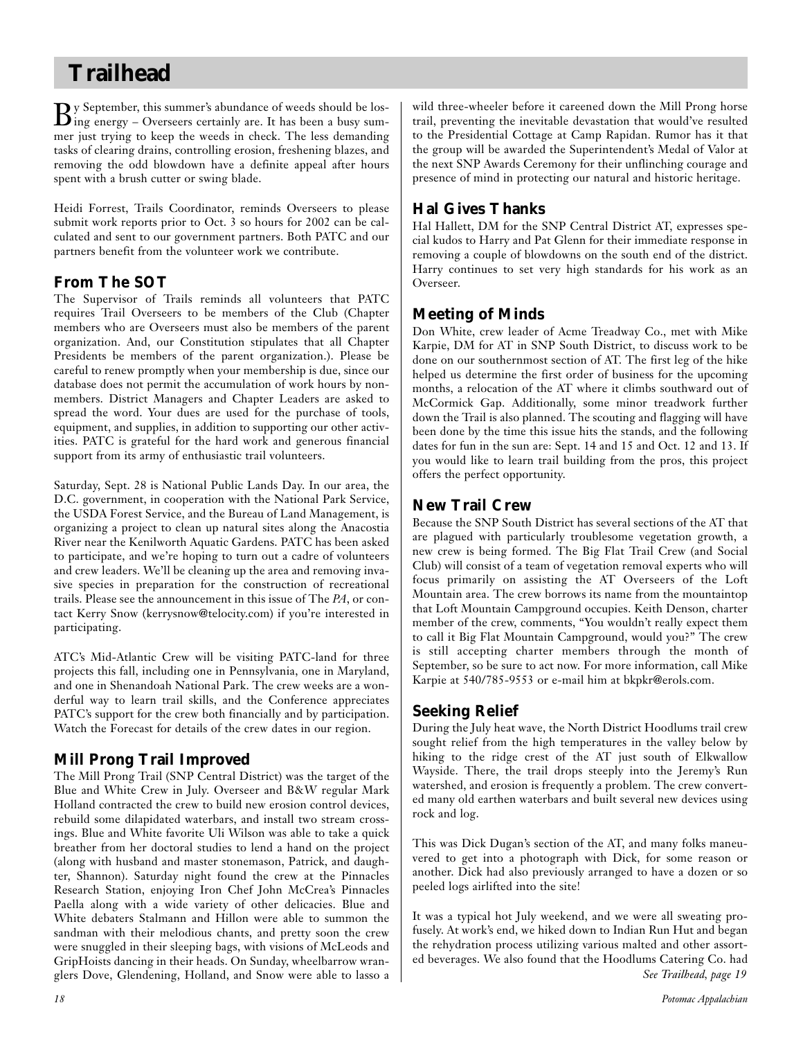# Trailhead

By September, this summer's abundance of weeds should be losing energy – Overseers certainly are. It has been a busy summer just trying to keep the weeds in check. The less demanding tasks of clearing drains, controlling erosion, freshening blazes, and removing the odd blowdown have a definite appeal after hours spent with a brush cutter or swing blade.

Heidi Forrest, Trails Coordinator, reminds Overseers to please submit work reports prior to Oct. 3 so hours for 2002 can be calculated and sent to our government partners. Both PATC and our partners benefit from the volunteer work we contribute.

## From The SOT

The Supervisor of Trails reminds all volunteers that PATC requires Trail Overseers to be members of the Club (Chapter members who are Overseers must also be members of the parent organization. And, our Constitution stipulates that all Chapter Presidents be members of the parent organization.). Please be careful to renew promptly when your membership is due, since our database does not permit the accumulation of work hours by nonmembers. District Managers and Chapter Leaders are asked to spread the word. Your dues are used for the purchase of tools, equipment, and supplies, in addition to supporting our other activities. PATC is grateful for the hard work and generous financial support from its army of enthusiastic trail volunteers.

Saturday, Sept. 28 is National Public Lands Day. In our area, the D.C. government, in cooperation with the National Park Service, the USDA Forest Service, and the Bureau of Land Management, is organizing a project to clean up natural sites along the Anacostia River near the Kenilworth Aquatic Gardens. PATC has been asked to participate, and we're hoping to turn out a cadre of volunteers and crew leaders. We'll be cleaning up the area and removing invasive species in preparation for the construction of recreational trails. Please see the announcement in this issue of The *PA*, or contact Kerry Snow (kerrysnow@telocity.com) if you're interested in participating.

ATC's Mid-Atlantic Crew will be visiting PATC-land for three projects this fall, including one in Pennsylvania, one in Maryland, and one in Shenandoah National Park. The crew weeks are a wonderful way to learn trail skills, and the Conference appreciates PATC's support for the crew both financially and by participation. Watch the Forecast for details of the crew dates in our region.

## Mill Prong Trail Improved

The Mill Prong Trail (SNP Central District) was the target of the Blue and White Crew in July. Overseer and B&W regular Mark Holland contracted the crew to build new erosion control devices, rebuild some dilapidated waterbars, and install two stream crossings. Blue and White favorite Uli Wilson was able to take a quick breather from her doctoral studies to lend a hand on the project (along with husband and master stonemason, Patrick, and daughter, Shannon). Saturday night found the crew at the Pinnacles Research Station, enjoying Iron Chef John McCrea's Pinnacles Paella along with a wide variety of other delicacies. Blue and White debaters Stalmann and Hillon were able to summon the sandman with their melodious chants, and pretty soon the crew were snuggled in their sleeping bags, with visions of McLeods and GripHoists dancing in their heads. On Sunday, wheelbarrow wranglers Dove, Glendening, Holland, and Snow were able to lasso a wild three-wheeler before it careened down the Mill Prong horse trail, preventing the inevitable devastation that would've resulted to the Presidential Cottage at Camp Rapidan. Rumor has it that the group will be awarded the Superintendent's Medal of Valor at the next SNP Awards Ceremony for their unflinching courage and presence of mind in protecting our natural and historic heritage.

## Hal Gives Thanks

Hal Hallett, DM for the SNP Central District AT, expresses special kudos to Harry and Pat Glenn for their immediate response in removing a couple of blowdowns on the south end of the district. Harry continues to set very high standards for his work as an Overseer.

## Meeting of Minds

Don White, crew leader of Acme Treadway Co., met with Mike Karpie, DM for AT in SNP South District, to discuss work to be done on our southernmost section of AT. The first leg of the hike helped us determine the first order of business for the upcoming months, a relocation of the AT where it climbs southward out of McCormick Gap. Additionally, some minor treadwork further down the Trail is also planned. The scouting and flagging will have been done by the time this issue hits the stands, and the following dates for fun in the sun are: Sept. 14 and 15 and Oct. 12 and 13. If you would like to learn trail building from the pros, this project offers the perfect opportunity.

## New Trail Crew

Because the SNP South District has several sections of the AT that are plagued with particularly troublesome vegetation growth, a new crew is being formed. The Big Flat Trail Crew (and Social Club) will consist of a team of vegetation removal experts who will focus primarily on assisting the AT Overseers of the Loft Mountain area. The crew borrows its name from the mountaintop that Loft Mountain Campground occupies. Keith Denson, charter member of the crew, comments, "You wouldn't really expect them to call it Big Flat Mountain Campground, would you?" The crew is still accepting charter members through the month of September, so be sure to act now. For more information, call Mike Karpie at 540/785-9553 or e-mail him at bkpkr@erols.com.

## Seeking Relief

During the July heat wave, the North District Hoodlums trail crew sought relief from the high temperatures in the valley below by hiking to the ridge crest of the AT just south of Elkwallow Wayside. There, the trail drops steeply into the Jeremy's Run watershed, and erosion is frequently a problem. The crew converted many old earthen waterbars and built several new devices using rock and log.

This was Dick Dugan's section of the AT, and many folks maneuvered to get into a photograph with Dick, for some reason or another. Dick had also previously arranged to have a dozen or so peeled logs airlifted into the site!

It was a typical hot July weekend, and we were all sweating profusely. At work's end, we hiked down to Indian Run Hut and began the rehydration process utilizing various malted and other assorted beverages. We also found that the Hoodlums Catering Co. had

*See Trailhead, page 19*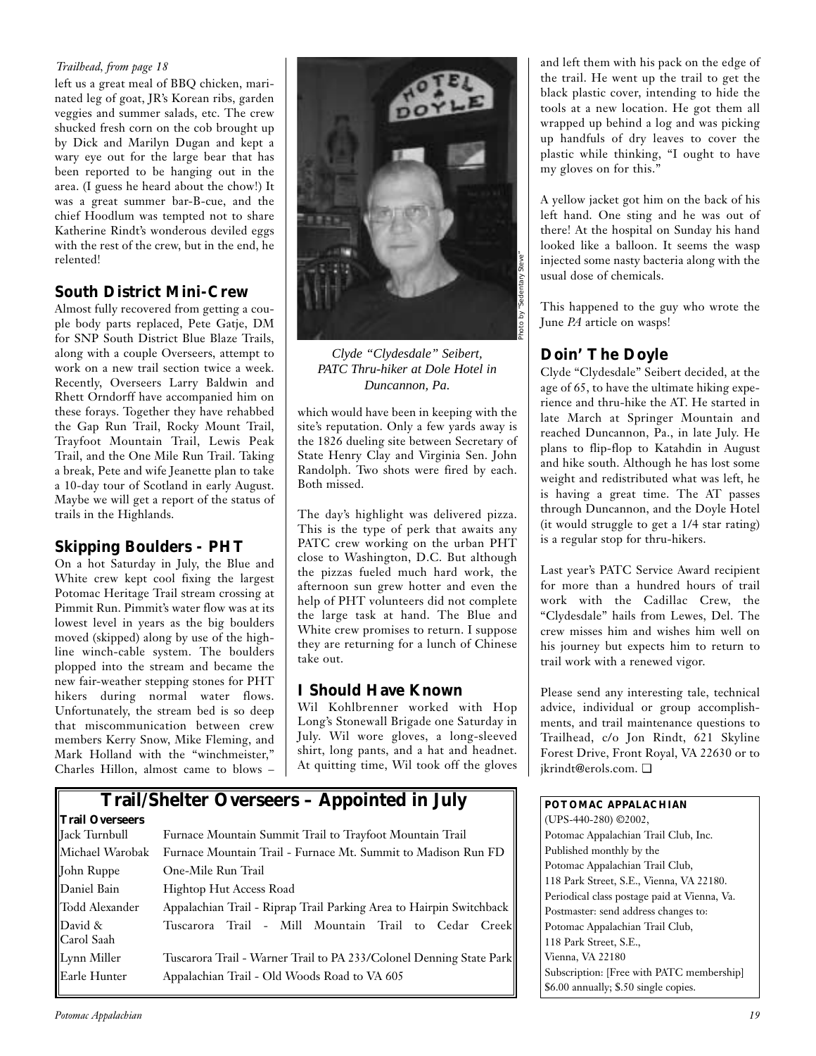*Trailhead, from page 18*

left us a great meal of BBQ chicken, marinated leg of goat, JR's Korean ribs, garden veggies and summer salads, etc. The crew shucked fresh corn on the cob brought up by Dick and Marilyn Dugan and kept a wary eye out for the large bear that has been reported to be hanging out in the area. (I guess he heard about the chow!) It was a great summer bar-B-cue, and the chief Hoodlum was tempted not to share Katherine Rindt's wonderous deviled eggs with the rest of the crew, but in the end, he relented!

### South District Mini-Crew

Almost fully recovered from getting a couple body parts replaced, Pete Gatje, DM for SNP South District Blue Blaze Trails, along with a couple Overseers, attempt to work on a new trail section twice a week. Recently, Overseers Larry Baldwin and Rhett Orndorff have accompanied him on these forays. Together they have rehabbed the Gap Run Trail, Rocky Mount Trail, Trayfoot Mountain Trail, Lewis Peak Trail, and the One Mile Run Trail. Taking a break, Pete and wife Jeanette plan to take a 10-day tour of Scotland in early August. Maybe we will get a report of the status of trails in the Highlands.

### Skipping Boulders - PHT

On a hot Saturday in July, the Blue and White crew kept cool fixing the largest Potomac Heritage Trail stream crossing at Pimmit Run. Pimmit's water flow was at its lowest level in years as the big boulders moved (skipped) along by use of the highline winch-cable system. The boulders plopped into the stream and became the new fair-weather stepping stones for PHT hikers during normal water flows. Unfortunately, the stream bed is so deep that miscommunication between crew members Kerry Snow, Mike Fleming, and Mark Holland with the "winchmeister," Charles Hillon, almost came to blows – which would have been in keeping with the site's reputation. Only a few yards away is the 1826 dueling site between Secretary of State Henry Clay and Virginia Sen. John Randolph. Two shots were fired by each. Both missed.

The day's highlight was delivered pizza. This is the type of perk that awaits any PATC crew working on the urban PHT close to Washington, D.C. But although the pizzas fueled much hard work, the afternoon sun grew hotter and even the help of PHT volunteers did not complete the large task at hand. The Blue and White crew promises to return. I suppose they are returning for a lunch of Chinese take out.

### I Should Have Known

Wil Kohlbrenner worked with Hop Long's Stonewall Brigade one Saturday in July. Wil wore gloves, a long-sleeved shirt, long pants, and a hat and headnet. At quitting time, Wil took off the gloves and left them with his pack on the edge of the trail. He went up the trail to get the black plastic cover, intending to hide the tools at a new location. He got them all wrapped up behind a log and was picking up handfuls of dry leaves to cover the plastic while thinking, "I ought to have my gloves on for this."

A yellow jacket got him on the back of his left hand. One sting and he was out of there! At the hospital on Sunday his hand looked like a balloon. It seems the wasp injected some nasty bacteria along with the usual dose of chemicals.

This happened to the guy who wrote the June *PA* article on wasps!

Photo by "Sedentary Steve"

*Clyde "Clydesdale" Seibert, PATC Thru-hiker at Dole Hotel in Duncannon, Pa.*

### Doin' The Doyle

Clyde "Clydesdale" Seibert decided, at the age of 65, to have the ultimate hiking experience and thru-hike the AT. He started in late March at Springer Mountain and reached Duncannon, Pa., in late July. He plans to flip-flop to Katahdin in August and hike south. Although he has lost some weight and redistributed what was left, he is having a great time. The AT passes through Duncannon, and the Doyle Hotel (it would struggle to get a 1/4 star rating) is a regular stop for thru-hikers.

Last year's PATC Service Award recipient for more than a hundred hours of trail work with the Cadillac Crew, the "Clydesdale" hails from Lewes, Del. The crew misses him and wishes him well on his journey but expects him to return to trail work with a renewed vigor.

Please send any interesting tale, technical advice, individual or group accomplishments, and trail maintenance questions to Trailhead, c/o Jon Rindt, 621 Skyline Forest Drive, Front Royal, VA 22630 or to jkrindt@erols.com. ❑

## Trail/Shelter Overseers – Appointed in July

**Trail Overseers**

| | |
|---|---|
| Jack Turnbull | Furnace Mountain Summit Trail to Trayfoot Mountain Trail |
| Michael Warobak | Furnace Mountain Trail - Furnace Mt. Summit to Madison Run FD |
| John Ruppe | One-Mile Run Trail |
| Daniel Bain | Hightop Hut Access Road |
| Todd Alexander | Appalachian Trail - Riprap Trail Parking Area to Hairpin Switchback |
| David & Carol Saah | Tuscarora Trail - Mill Mountain Trail to Cedar Creek |
| Lynn Miller | Tuscarora Trail - Warner Trail to PA 233/Colonel Denning State Park |
| Earle Hunter | Appalachian Trail - Old Woods Road to VA 605 |

**POTOMAC APPALACHIAN**
(UPS-440-280) ©2002,
Potomac Appalachian Trail Club, Inc.
Published monthly by the
Potomac Appalachian Trail Club,
118 Park Street, S.E., Vienna, VA 22180.
Periodical class postage paid at Vienna, Va.
Postmaster: send address changes to:
Potomac Appalachian Trail Club,
118 Park Street, S.E.,
Vienna, VA 22180
Subscription: [Free with PATC membership]
$6.00 annually; $.50 single copies.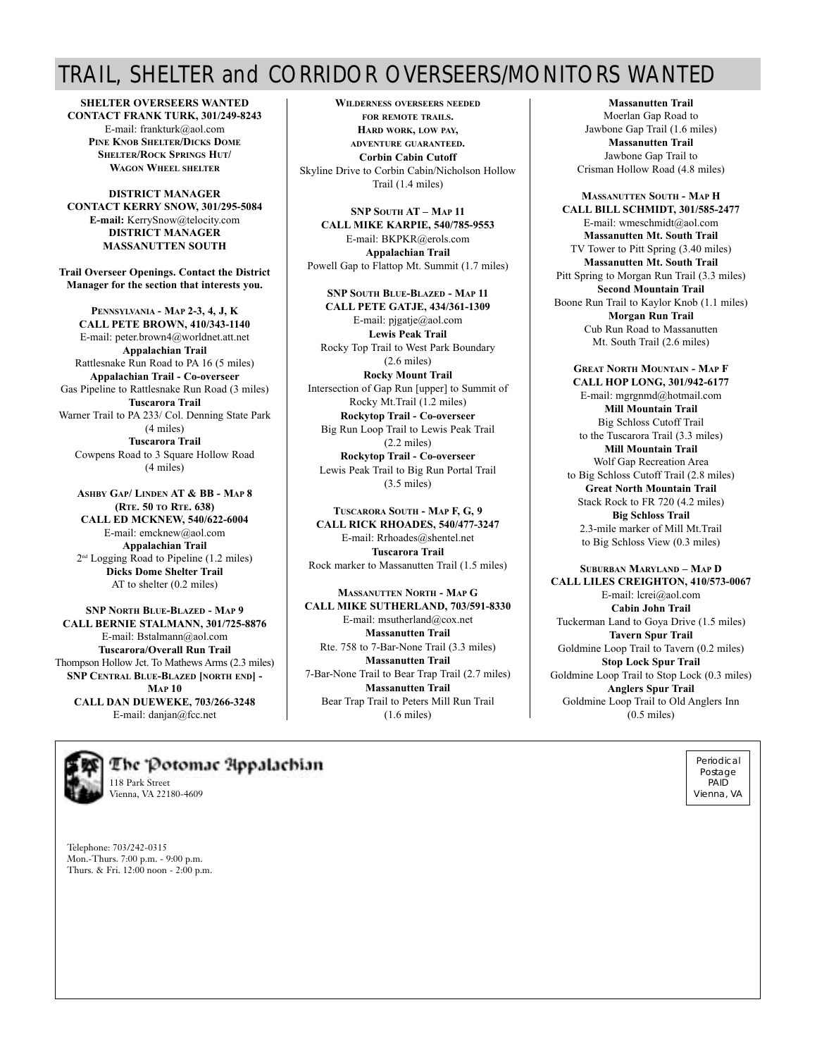# TRAIL, SHELTER and CORRIDOR OVERSEERS/MONITORS WANTED

**SHELTER OVERSEERS WANTED**
**CONTACT FRANK TURK, 301/249-8243**
E-mail: frankturk@aol.com
**PINE KNOB SHELTER/DICKS DOME SHELTER/ROCK SPRINGS HUT/ WAGON WHEEL SHELTER**

**DISTRICT MANAGER**
**CONTACT KERRY SNOW, 301/295-5084**
**E-mail:** KerrySnow@telocity.com
**DISTRICT MANAGER**
**MASSANUTTEN SOUTH**

**Trail Overseer Openings. Contact the District Manager for the section that interests you.**

**PENNSYLVANIA - MAP 2-3, 4, J, K**
**CALL PETE BROWN, 410/343-1140**
E-mail: peter.brown4@worldnet.att.net
**Appalachian Trail**
Rattlesnake Run Road to PA 16 (5 miles)
**Appalachian Trail - Co-overseer**
Gas Pipeline to Rattlesnake Run Road (3 miles)
**Tuscarora Trail**
Warner Trail to PA 233/ Col. Denning State Park (4 miles)
**Tuscarora Trail**
Cowpens Road to 3 Square Hollow Road (4 miles)

**ASHBY GAP/ LINDEN AT & BB - MAP 8 (RTE. 50 TO RTE. 638)**
**CALL ED MCKNEW, 540/622-6004**
E-mail: emcknew@aol.com
**Appalachian Trail**
2nd Logging Road to Pipeline (1.2 miles)
**Dicks Dome Shelter Trail**
AT to shelter (0.2 miles)

**SNP NORTH BLUE-BLAZED - MAP 9**
**CALL BERNIE STALMANN, 301/725-8876**
E-mail: Bstalmann@aol.com
**Tuscarora/Overall Run Trail**
Thompson Hollow Jct. To Mathews Arms (2.3 miles)
**SNP CENTRAL BLUE-BLAZED [NORTH END] - MAP 10**
**CALL DAN DUEWEKE, 703/266-3248**
E-mail: danjan@fcc.net

**WILDERNESS OVERSEERS NEEDED FOR REMOTE TRAILS. HARD WORK, LOW PAY, ADVENTURE GUARANTEED.**
**Corbin Cabin Cutoff**
Skyline Drive to Corbin Cabin/Nicholson Hollow Trail (1.4 miles)

**SNP SOUTH AT – MAP 11**
**CALL MIKE KARPIE, 540/785-9553**
E-mail: BKPKR@erols.com
**Appalachian Trail**
Powell Gap to Flattop Mt. Summit (1.7 miles)

**SNP SOUTH BLUE-BLAZED - MAP 11**
**CALL PETE GATJE, 434/361-1309**
E-mail: pjgatje@aol.com
**Lewis Peak Trail**
Rocky Top Trail to West Park Boundary (2.6 miles)
**Rocky Mount Trail**
Intersection of Gap Run [upper] to Summit of Rocky Mt.Trail (1.2 miles)
**Rockytop Trail - Co-overseer**
Big Run Loop Trail to Lewis Peak Trail (2.2 miles)
**Rockytop Trail - Co-overseer**
Lewis Peak Trail to Big Run Portal Trail (3.5 miles)

**TUSCARORA SOUTH - MAP F, G, 9**
**CALL RICK RHOADES, 540/477-3247**
E-mail: Rrhoades@shentel.net
**Tuscarora Trail**
Rock marker to Massanutten Trail (1.5 miles)

**MASSANUTTEN NORTH - MAP G**
**CALL MIKE SUTHERLAND, 703/591-8330**
E-mail: msutherland@cox.net
**Massanutten Trail**
Rte. 758 to 7-Bar-None Trail (3.3 miles)
**Massanutten Trail**
7-Bar-None Trail to Bear Trap Trail (2.7 miles)
**Massanutten Trail**
Bear Trap Trail to Peters Mill Run Trail (1.6 miles)
**Massanutten Trail**
Moerlan Gap Road to Jawbone Gap Trail (1.6 miles)
**Massanutten Trail**
Jawbone Gap Trail to Crisman Hollow Road (4.8 miles)

**MASSANUTTEN SOUTH - MAP H**
**CALL BILL SCHMIDT, 301/585-2477**
E-mail: wmeschmidt@aol.com
**Massanutten Mt. South Trail**
TV Tower to Pitt Spring (3.40 miles)
**Massanutten Mt. South Trail**
Pitt Spring to Morgan Run Trail (3.3 miles)
**Second Mountain Trail**
Boone Run Trail to Kaylor Knob (1.1 miles)
**Morgan Run Trail**
Cub Run Road to Massanutten Mt. South Trail (2.6 miles)

**GREAT NORTH MOUNTAIN - MAP F**
**CALL HOP LONG, 301/942-6177**
E-mail: mgrgnmd@hotmail.com
**Mill Mountain Trail**
Big Schloss Cutoff Trail to the Tuscarora Trail (3.3 miles)
**Mill Mountain Trail**
Wolf Gap Recreation Area to Big Schloss Cutoff Trail (2.8 miles)
**Great North Mountain Trail**
Stack Rock to FR 720 (4.2 miles)
**Big Schloss Trail**
2.3-mile marker of Mill Mt.Trail to Big Schloss View (0.3 miles)

**SUBURBAN MARYLAND – MAP D**
**CALL LILES CREIGHTON, 410/573-0067**
E-mail: lcrei@aol.com
**Cabin John Trail**
Tuckerman Land to Goya Drive (1.5 miles)
**Tavern Spur Trail**
Goldmine Loop Trail to Tavern (0.2 miles)
**Stop Lock Spur Trail**
Goldmine Loop Trail to Stop Lock (0.3 miles)
**Anglers Spur Trail**
Goldmine Loop Trail to Old Anglers Inn (0.5 miles)

---

**The Potomac Appalachian**
118 Park Street
Vienna, VA 22180-4609

Periodical Postage PAID Vienna, VA

Telephone: 703/242-0315
Mon.-Thurs. 7:00 p.m. - 9:00 p.m.
Thurs. & Fri. 12:00 noon - 2:00 p.m.